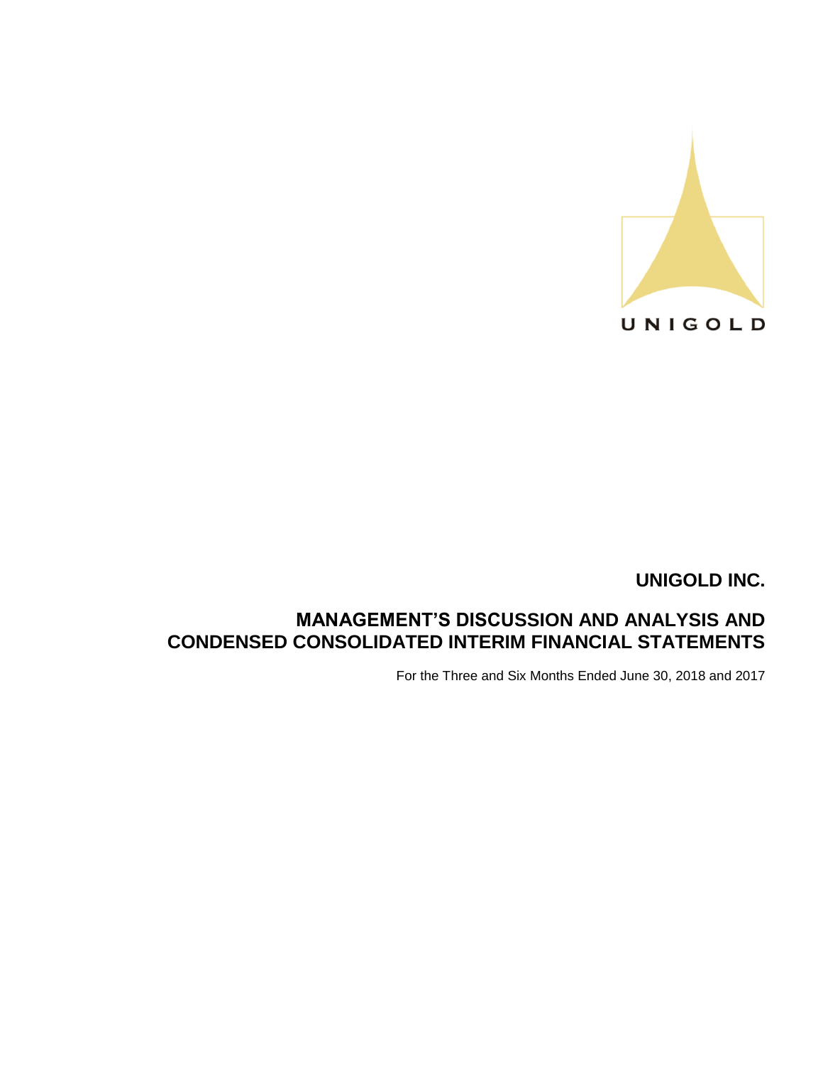UNIGOLD

# UNIGOLD INC.

## MANAGEMENT'S DISCUSSION AND ANALYSIS AND CONDENSED CONSOLIDATED INTERIM FINANCIAL STATEMENTS

For the Three and Six Months Ended June 30, 2018 and 2017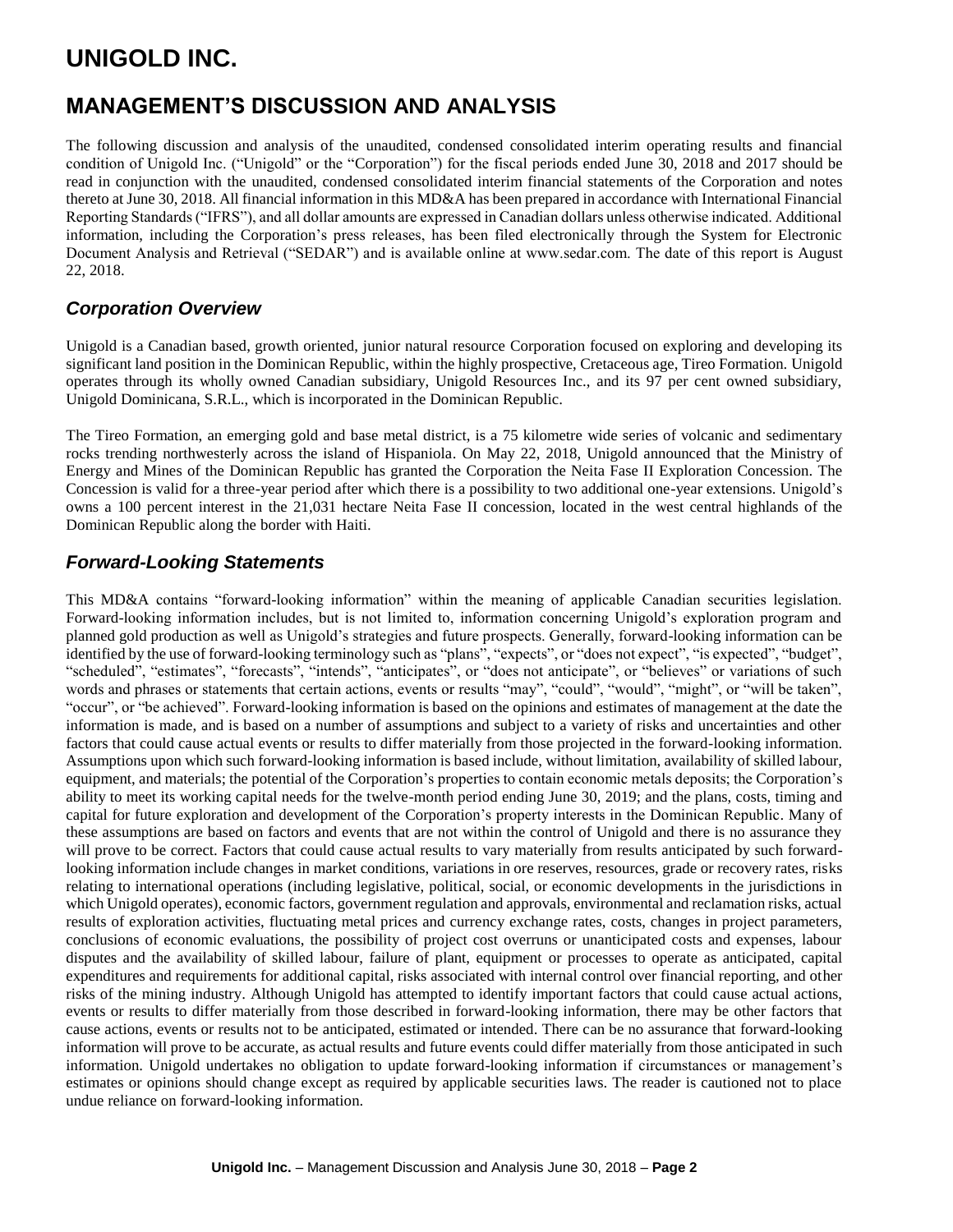# UNIGOLD INC.

## MANAGEMENT'S DISCUSSION AND ANALYSIS

The following discussion and analysis of the unaudited, condensed consolidated interim operating results and financial condition of Unigold Inc. ("Unigold" or the "Corporation") for the fiscal periods ended June 30, 2018 and 2017 should be read in conjunction with the unaudited, condensed consolidated interim financial statements of the Corporation and notes thereto at June 30, 2018. All financial information in this MD&A has been prepared in accordance with International Financial Reporting Standards ("IFRS"), and all dollar amounts are expressed in Canadian dollars unless otherwise indicated. Additional information, including the Corporation's press releases, has been filed electronically through the System for Electronic Document Analysis and Retrieval ("SEDAR") and is available online at www.sedar.com. The date of this report is August 22, 2018.

### *Corporation Overview*

Unigold is a Canadian based, growth oriented, junior natural resource Corporation focused on exploring and developing its significant land position in the Dominican Republic, within the highly prospective, Cretaceous age, Tireo Formation. Unigold operates through its wholly owned Canadian subsidiary, Unigold Resources Inc., and its 97 per cent owned subsidiary, Unigold Dominicana, S.R.L., which is incorporated in the Dominican Republic.

The Tireo Formation, an emerging gold and base metal district, is a 75 kilometre wide series of volcanic and sedimentary rocks trending northwesterly across the island of Hispaniola. On May 22, 2018, Unigold announced that the Ministry of Energy and Mines of the Dominican Republic has granted the Corporation the Neita Fase II Exploration Concession. The Concession is valid for a three-year period after which there is a possibility to two additional one-year extensions. Unigold's owns a 100 percent interest in the 21,031 hectare Neita Fase II concession, located in the west central highlands of the Dominican Republic along the border with Haiti.

### *Forward-Looking Statements*

This MD&A contains "forward-looking information" within the meaning of applicable Canadian securities legislation. Forward-looking information includes, but is not limited to, information concerning Unigold's exploration program and planned gold production as well as Unigold's strategies and future prospects. Generally, forward-looking information can be identified by the use of forward-looking terminology such as "plans", "expects", or "does not expect", "is expected", "budget", "scheduled", "estimates", "forecasts", "intends", "anticipates", or "does not anticipate", or "believes" or variations of such words and phrases or statements that certain actions, events or results "may", "could", "would", "might", or "will be taken", "occur", or "be achieved". Forward-looking information is based on the opinions and estimates of management at the date the information is made, and is based on a number of assumptions and subject to a variety of risks and uncertainties and other factors that could cause actual events or results to differ materially from those projected in the forward-looking information. Assumptions upon which such forward-looking information is based include, without limitation, availability of skilled labour, equipment, and materials; the potential of the Corporation's properties to contain economic metals deposits; the Corporation's ability to meet its working capital needs for the twelve-month period ending June 30, 2019; and the plans, costs, timing and capital for future exploration and development of the Corporation's property interests in the Dominican Republic. Many of these assumptions are based on factors and events that are not within the control of Unigold and there is no assurance they will prove to be correct. Factors that could cause actual results to vary materially from results anticipated by such forward-looking information include changes in market conditions, variations in ore reserves, resources, grade or recovery rates, risks relating to international operations (including legislative, political, social, or economic developments in the jurisdictions in which Unigold operates), economic factors, government regulation and approvals, environmental and reclamation risks, actual results of exploration activities, fluctuating metal prices and currency exchange rates, costs, changes in project parameters, conclusions of economic evaluations, the possibility of project cost overruns or unanticipated costs and expenses, labour disputes and the availability of skilled labour, failure of plant, equipment or processes to operate as anticipated, capital expenditures and requirements for additional capital, risks associated with internal control over financial reporting, and other risks of the mining industry. Although Unigold has attempted to identify important factors that could cause actual actions, events or results to differ materially from those described in forward-looking information, there may be other factors that cause actions, events or results not to be anticipated, estimated or intended. There can be no assurance that forward-looking information will prove to be accurate, as actual results and future events could differ materially from those anticipated in such information. Unigold undertakes no obligation to update forward-looking information if circumstances or management's estimates or opinions should change except as required by applicable securities laws. The reader is cautioned not to place undue reliance on forward-looking information.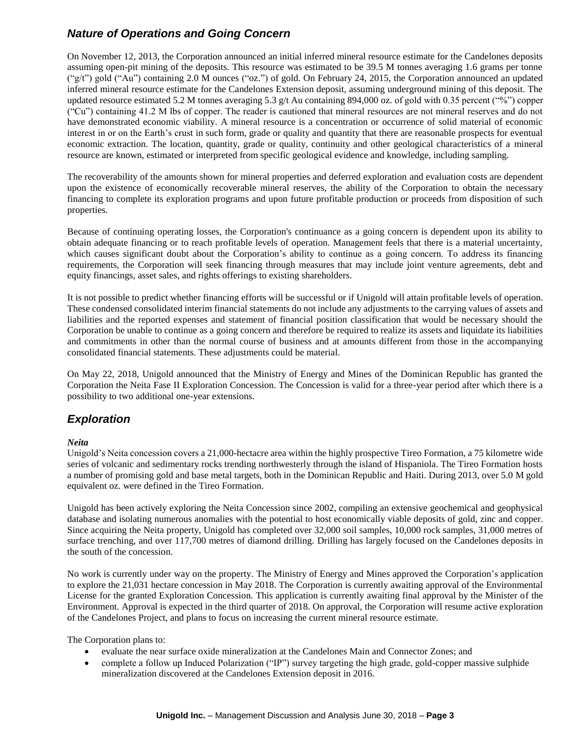## *Nature of Operations and Going Concern*

On November 12, 2013, the Corporation announced an initial inferred mineral resource estimate for the Candelones deposits assuming open-pit mining of the deposits. This resource was estimated to be 39.5 M tonnes averaging 1.6 grams per tonne ("g/t") gold ("Au") containing 2.0 M ounces ("oz.") of gold. On February 24, 2015, the Corporation announced an updated inferred mineral resource estimate for the Candelones Extension deposit, assuming underground mining of this deposit. The updated resource estimated 5.2 M tonnes averaging 5.3 g/t Au containing 894,000 oz. of gold with 0.35 percent ("%") copper ("Cu") containing 41.2 M lbs of copper. The reader is cautioned that mineral resources are not mineral reserves and do not have demonstrated economic viability. A mineral resource is a concentration or occurrence of solid material of economic interest in or on the Earth's crust in such form, grade or quality and quantity that there are reasonable prospects for eventual economic extraction. The location, quantity, grade or quality, continuity and other geological characteristics of a mineral resource are known, estimated or interpreted from specific geological evidence and knowledge, including sampling.

The recoverability of the amounts shown for mineral properties and deferred exploration and evaluation costs are dependent upon the existence of economically recoverable mineral reserves, the ability of the Corporation to obtain the necessary financing to complete its exploration programs and upon future profitable production or proceeds from disposition of such properties.

Because of continuing operating losses, the Corporation's continuance as a going concern is dependent upon its ability to obtain adequate financing or to reach profitable levels of operation. Management feels that there is a material uncertainty, which causes significant doubt about the Corporation's ability to continue as a going concern. To address its financing requirements, the Corporation will seek financing through measures that may include joint venture agreements, debt and equity financings, asset sales, and rights offerings to existing shareholders.

It is not possible to predict whether financing efforts will be successful or if Unigold will attain profitable levels of operation. These condensed consolidated interim financial statements do not include any adjustments to the carrying values of assets and liabilities and the reported expenses and statement of financial position classification that would be necessary should the Corporation be unable to continue as a going concern and therefore be required to realize its assets and liquidate its liabilities and commitments in other than the normal course of business and at amounts different from those in the accompanying consolidated financial statements. These adjustments could be material.

On May 22, 2018, Unigold announced that the Ministry of Energy and Mines of the Dominican Republic has granted the Corporation the Neita Fase II Exploration Concession. The Concession is valid for a three-year period after which there is a possibility to two additional one-year extensions.

## *Exploration*

***Neita***

Unigold's Neita concession covers a 21,000-hectacre area within the highly prospective Tireo Formation, a 75 kilometre wide series of volcanic and sedimentary rocks trending northwesterly through the island of Hispaniola. The Tireo Formation hosts a number of promising gold and base metal targets, both in the Dominican Republic and Haiti. During 2013, over 5.0 M gold equivalent oz. were defined in the Tireo Formation.

Unigold has been actively exploring the Neita Concession since 2002, compiling an extensive geochemical and geophysical database and isolating numerous anomalies with the potential to host economically viable deposits of gold, zinc and copper. Since acquiring the Neita property, Unigold has completed over 32,000 soil samples, 10,000 rock samples, 31,000 metres of surface trenching, and over 117,700 metres of diamond drilling. Drilling has largely focused on the Candelones deposits in the south of the concession.

No work is currently under way on the property. The Ministry of Energy and Mines approved the Corporation's application to explore the 21,031 hectare concession in May 2018. The Corporation is currently awaiting approval of the Environmental License for the granted Exploration Concession. This application is currently awaiting final approval by the Minister of the Environment. Approval is expected in the third quarter of 2018. On approval, the Corporation will resume active exploration of the Candelones Project, and plans to focus on increasing the current mineral resource estimate.

The Corporation plans to:

- evaluate the near surface oxide mineralization at the Candelones Main and Connector Zones; and
- complete a follow up Induced Polarization ("IP") survey targeting the high grade, gold-copper massive sulphide mineralization discovered at the Candelones Extension deposit in 2016.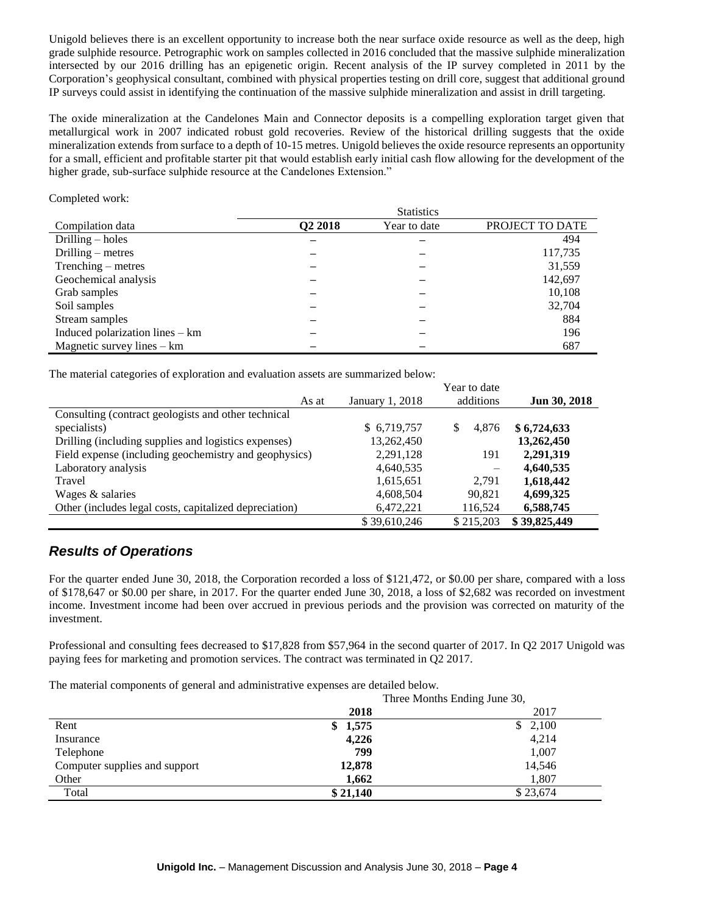Unigold believes there is an excellent opportunity to increase both the near surface oxide resource as well as the deep, high grade sulphide resource. Petrographic work on samples collected in 2016 concluded that the massive sulphide mineralization intersected by our 2016 drilling has an epigenetic origin. Recent analysis of the IP survey completed in 2011 by the Corporation's geophysical consultant, combined with physical properties testing on drill core, suggest that additional ground IP surveys could assist in identifying the continuation of the massive sulphide mineralization and assist in drill targeting.

The oxide mineralization at the Candelones Main and Connector deposits is a compelling exploration target given that metallurgical work in 2007 indicated robust gold recoveries. Review of the historical drilling suggests that the oxide mineralization extends from surface to a depth of 10-15 metres. Unigold believes the oxide resource represents an opportunity for a small, efficient and profitable starter pit that would establish early initial cash flow allowing for the development of the higher grade, sub-surface sulphide resource at the Candelones Extension."

Completed work:

| | Statistics | | |
|---|---|---|---|
| Compilation data | **Q2 2018** | Year to date | PROJECT TO DATE |
| Drilling – holes | – | – | 494 |
| Drilling – metres | – | – | 117,735 |
| Trenching – metres | – | – | 31,559 |
| Geochemical analysis | – | – | 142,697 |
| Grab samples | – | – | 10,108 |
| Soil samples | – | – | 32,704 |
| Stream samples | – | – | 884 |
| Induced polarization lines – km | – | – | 196 |
| Magnetic survey lines – km | – | – | 687 |

The material categories of exploration and evaluation assets are summarized below:

| As at | January 1, 2018 | Year to date additions | **Jun 30, 2018** |
|---|---|---|---|
| Consulting (contract geologists and other technical specialists) | $ 6,719,757 | $ 4,876 | **$ 6,724,633** |
| Drilling (including supplies and logistics expenses) | 13,262,450 | | **13,262,450** |
| Field expense (including geochemistry and geophysics) | 2,291,128 | 191 | **2,291,319** |
| Laboratory analysis | 4,640,535 | – | **4,640,535** |
| Travel | 1,615,651 | 2,791 | **1,618,442** |
| Wages & salaries | 4,608,504 | 90,821 | **4,699,325** |
| Other (includes legal costs, capitalized depreciation) | 6,472,221 | 116,524 | **6,588,745** |
| | $ 39,610,246 | $ 215,203 | **$ 39,825,449** |

## *Results of Operations*

For the quarter ended June 30, 2018, the Corporation recorded a loss of $121,472, or $0.00 per share, compared with a loss of $178,647 or $0.00 per share, in 2017. For the quarter ended June 30, 2018, a loss of $2,682 was recorded on investment income. Investment income had been over accrued in previous periods and the provision was corrected on maturity of the investment.

Professional and consulting fees decreased to $17,828 from $57,964 in the second quarter of 2017. In Q2 2017 Unigold was paying fees for marketing and promotion services. The contract was terminated in Q2 2017.

The material components of general and administrative expenses are detailed below.

| | Three Months Ending June 30, | |
|---|---|---|
| | **2018** | 2017 |
| Rent | **$ 1,575** | $ 2,100 |
| Insurance | **4,226** | 4,214 |
| Telephone | **799** | 1,007 |
| Computer supplies and support | **12,878** | 14,546 |
| Other | **1,662** | 1,807 |
| Total | **$ 21,140** | $ 23,674 |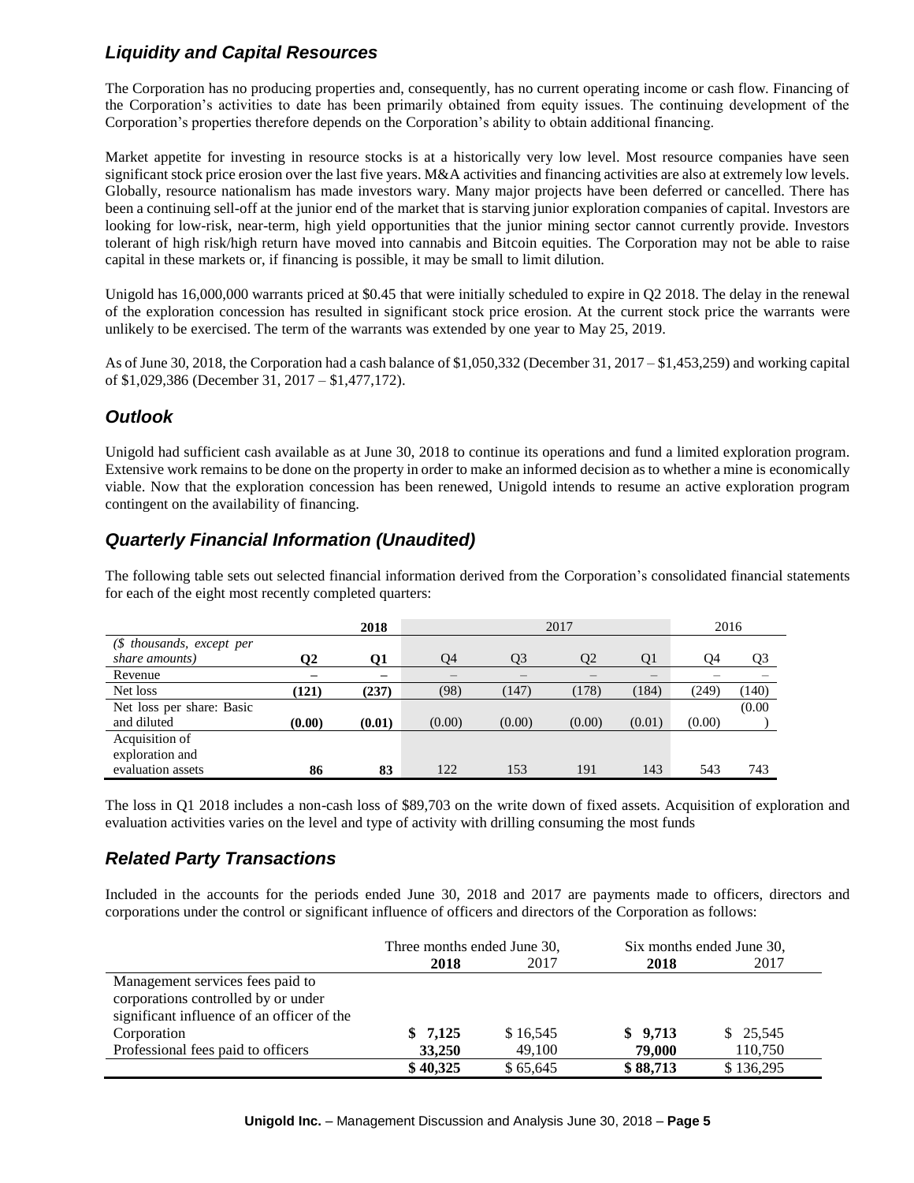## *Liquidity and Capital Resources*

The Corporation has no producing properties and, consequently, has no current operating income or cash flow. Financing of the Corporation's activities to date has been primarily obtained from equity issues. The continuing development of the Corporation's properties therefore depends on the Corporation's ability to obtain additional financing.

Market appetite for investing in resource stocks is at a historically very low level. Most resource companies have seen significant stock price erosion over the last five years. M&A activities and financing activities are also at extremely low levels. Globally, resource nationalism has made investors wary. Many major projects have been deferred or cancelled. There has been a continuing sell-off at the junior end of the market that is starving junior exploration companies of capital. Investors are looking for low-risk, near-term, high yield opportunities that the junior mining sector cannot currently provide. Investors tolerant of high risk/high return have moved into cannabis and Bitcoin equities. The Corporation may not be able to raise capital in these markets or, if financing is possible, it may be small to limit dilution.

Unigold has 16,000,000 warrants priced at $0.45 that were initially scheduled to expire in Q2 2018. The delay in the renewal of the exploration concession has resulted in significant stock price erosion. At the current stock price the warrants were unlikely to be exercised. The term of the warrants was extended by one year to May 25, 2019.

As of June 30, 2018, the Corporation had a cash balance of $1,050,332 (December 31, 2017 – $1,453,259) and working capital of $1,029,386 (December 31, 2017 – $1,477,172).

## *Outlook*

Unigold had sufficient cash available as at June 30, 2018 to continue its operations and fund a limited exploration program. Extensive work remains to be done on the property in order to make an informed decision as to whether a mine is economically viable. Now that the exploration concession has been renewed, Unigold intends to resume an active exploration program contingent on the availability of financing.

## *Quarterly Financial Information (Unaudited)*

The following table sets out selected financial information derived from the Corporation's consolidated financial statements for each of the eight most recently completed quarters:

| | **2018** | | 2017 | | | | 2016 | |
|---|---|---|---|---|---|---|---|---|
| *($ thousands, except per share amounts)* | **Q2** | **Q1** | Q4 | Q3 | Q2 | Q1 | Q4 | Q3 |
| Revenue | **–** | **–** | – | – | – | – | – | – |
| Net loss | **(121)** | **(237)** | (98) | (147) | (178) | (184) | (249) | (140) |
| Net loss per share: Basic and diluted | **(0.00)** | **(0.01)** | (0.00) | (0.00) | (0.00) | (0.01) | (0.00) | (0.00) |
| Acquisition of exploration and evaluation assets | **86** | **83** | 122 | 153 | 191 | 143 | 543 | 743 |

The loss in Q1 2018 includes a non-cash loss of $89,703 on the write down of fixed assets. Acquisition of exploration and evaluation activities varies on the level and type of activity with drilling consuming the most funds

## *Related Party Transactions*

Included in the accounts for the periods ended June 30, 2018 and 2017 are payments made to officers, directors and corporations under the control or significant influence of officers and directors of the Corporation as follows:

| | Three months ended June 30, | | Six months ended June 30, | |
|---|---|---|---|---|
| | **2018** | 2017 | **2018** | 2017 |
| Management services fees paid to corporations controlled by or under significant influence of an officer of the Corporation | **$ 7,125** | $ 16,545 | **$ 9,713** | $ 25,545 |
| Professional fees paid to officers | **33,250** | 49,100 | **79,000** | 110,750 |
| | **$ 40,325** | $ 65,645 | **$ 88,713** | $ 136,295 |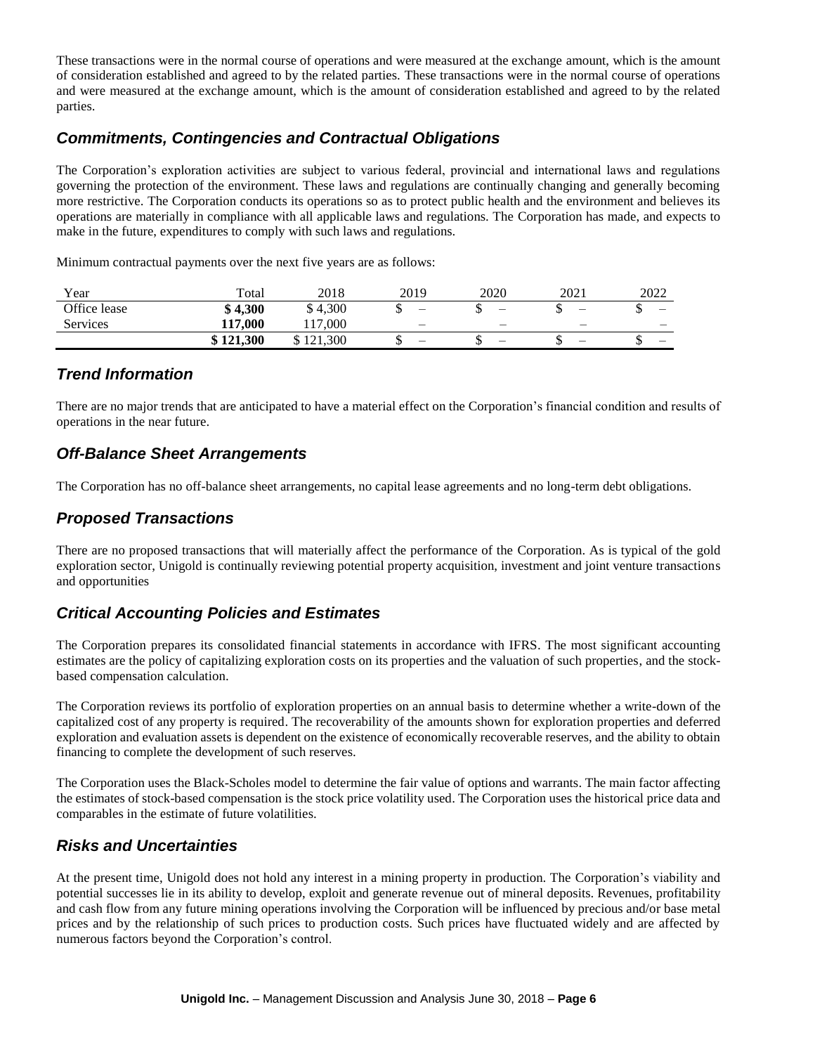These transactions were in the normal course of operations and were measured at the exchange amount, which is the amount of consideration established and agreed to by the related parties. These transactions were in the normal course of operations and were measured at the exchange amount, which is the amount of consideration established and agreed to by the related parties.

## *Commitments, Contingencies and Contractual Obligations*

The Corporation's exploration activities are subject to various federal, provincial and international laws and regulations governing the protection of the environment. These laws and regulations are continually changing and generally becoming more restrictive. The Corporation conducts its operations so as to protect public health and the environment and believes its operations are materially in compliance with all applicable laws and regulations. The Corporation has made, and expects to make in the future, expenditures to comply with such laws and regulations.

Minimum contractual payments over the next five years are as follows:

| Year | Total | 2018 | 2019 | 2020 | 2021 | 2022 |
|---|---|---|---|---|---|---|
| Office lease | **$ 4,300** | $ 4,300 | $ – | $ – | $ – | $ – |
| Services | **117,000** | 117,000 | – | – | – | – |
| | **$ 121,300** | $ 121,300 | $ – | $ – | $ – | $ – |

## *Trend Information*

There are no major trends that are anticipated to have a material effect on the Corporation's financial condition and results of operations in the near future.

## *Off-Balance Sheet Arrangements*

The Corporation has no off-balance sheet arrangements, no capital lease agreements and no long-term debt obligations.

## *Proposed Transactions*

There are no proposed transactions that will materially affect the performance of the Corporation. As is typical of the gold exploration sector, Unigold is continually reviewing potential property acquisition, investment and joint venture transactions and opportunities

## *Critical Accounting Policies and Estimates*

The Corporation prepares its consolidated financial statements in accordance with IFRS. The most significant accounting estimates are the policy of capitalizing exploration costs on its properties and the valuation of such properties, and the stock-based compensation calculation.

The Corporation reviews its portfolio of exploration properties on an annual basis to determine whether a write-down of the capitalized cost of any property is required. The recoverability of the amounts shown for exploration properties and deferred exploration and evaluation assets is dependent on the existence of economically recoverable reserves, and the ability to obtain financing to complete the development of such reserves.

The Corporation uses the Black-Scholes model to determine the fair value of options and warrants. The main factor affecting the estimates of stock-based compensation is the stock price volatility used. The Corporation uses the historical price data and comparables in the estimate of future volatilities.

## *Risks and Uncertainties*

At the present time, Unigold does not hold any interest in a mining property in production. The Corporation's viability and potential successes lie in its ability to develop, exploit and generate revenue out of mineral deposits. Revenues, profitability and cash flow from any future mining operations involving the Corporation will be influenced by precious and/or base metal prices and by the relationship of such prices to production costs. Such prices have fluctuated widely and are affected by numerous factors beyond the Corporation's control.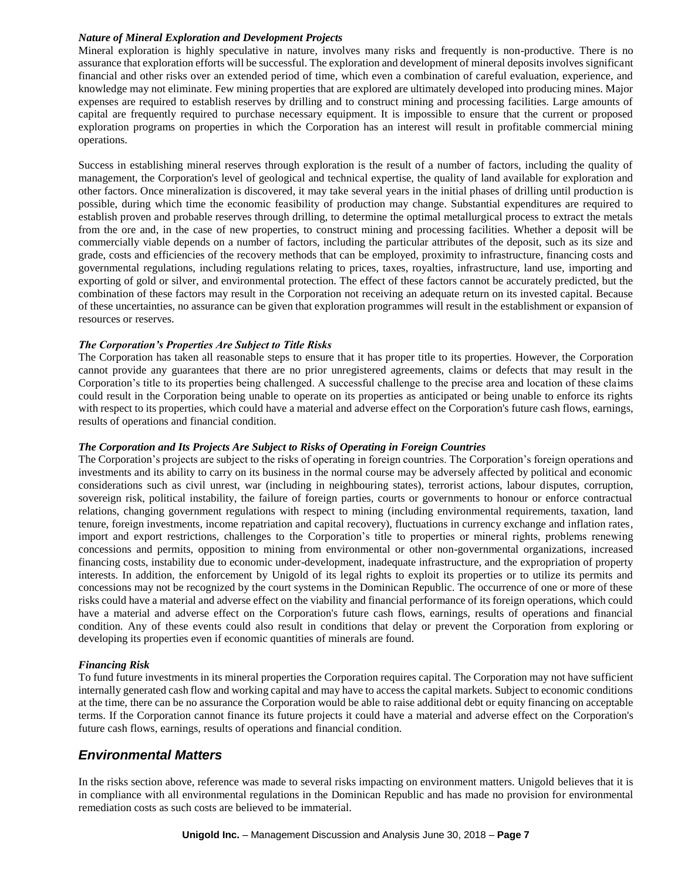***Nature of Mineral Exploration and Development Projects***

Mineral exploration is highly speculative in nature, involves many risks and frequently is non-productive. There is no assurance that exploration efforts will be successful. The exploration and development of mineral deposits involves significant financial and other risks over an extended period of time, which even a combination of careful evaluation, experience, and knowledge may not eliminate. Few mining properties that are explored are ultimately developed into producing mines. Major expenses are required to establish reserves by drilling and to construct mining and processing facilities. Large amounts of capital are frequently required to purchase necessary equipment. It is impossible to ensure that the current or proposed exploration programs on properties in which the Corporation has an interest will result in profitable commercial mining operations.

Success in establishing mineral reserves through exploration is the result of a number of factors, including the quality of management, the Corporation's level of geological and technical expertise, the quality of land available for exploration and other factors. Once mineralization is discovered, it may take several years in the initial phases of drilling until production is possible, during which time the economic feasibility of production may change. Substantial expenditures are required to establish proven and probable reserves through drilling, to determine the optimal metallurgical process to extract the metals from the ore and, in the case of new properties, to construct mining and processing facilities. Whether a deposit will be commercially viable depends on a number of factors, including the particular attributes of the deposit, such as its size and grade, costs and efficiencies of the recovery methods that can be employed, proximity to infrastructure, financing costs and governmental regulations, including regulations relating to prices, taxes, royalties, infrastructure, land use, importing and exporting of gold or silver, and environmental protection. The effect of these factors cannot be accurately predicted, but the combination of these factors may result in the Corporation not receiving an adequate return on its invested capital. Because of these uncertainties, no assurance can be given that exploration programmes will result in the establishment or expansion of resources or reserves.

***The Corporation's Properties Are Subject to Title Risks***

The Corporation has taken all reasonable steps to ensure that it has proper title to its properties. However, the Corporation cannot provide any guarantees that there are no prior unregistered agreements, claims or defects that may result in the Corporation's title to its properties being challenged. A successful challenge to the precise area and location of these claims could result in the Corporation being unable to operate on its properties as anticipated or being unable to enforce its rights with respect to its properties, which could have a material and adverse effect on the Corporation's future cash flows, earnings, results of operations and financial condition.

***The Corporation and Its Projects Are Subject to Risks of Operating in Foreign Countries***

The Corporation's projects are subject to the risks of operating in foreign countries. The Corporation's foreign operations and investments and its ability to carry on its business in the normal course may be adversely affected by political and economic considerations such as civil unrest, war (including in neighbouring states), terrorist actions, labour disputes, corruption, sovereign risk, political instability, the failure of foreign parties, courts or governments to honour or enforce contractual relations, changing government regulations with respect to mining (including environmental requirements, taxation, land tenure, foreign investments, income repatriation and capital recovery), fluctuations in currency exchange and inflation rates, import and export restrictions, challenges to the Corporation's title to properties or mineral rights, problems renewing concessions and permits, opposition to mining from environmental or other non-governmental organizations, increased financing costs, instability due to economic under-development, inadequate infrastructure, and the expropriation of property interests. In addition, the enforcement by Unigold of its legal rights to exploit its properties or to utilize its permits and concessions may not be recognized by the court systems in the Dominican Republic. The occurrence of one or more of these risks could have a material and adverse effect on the viability and financial performance of its foreign operations, which could have a material and adverse effect on the Corporation's future cash flows, earnings, results of operations and financial condition. Any of these events could also result in conditions that delay or prevent the Corporation from exploring or developing its properties even if economic quantities of minerals are found.

***Financing Risk***

To fund future investments in its mineral properties the Corporation requires capital. The Corporation may not have sufficient internally generated cash flow and working capital and may have to access the capital markets. Subject to economic conditions at the time, there can be no assurance the Corporation would be able to raise additional debt or equity financing on acceptable terms. If the Corporation cannot finance its future projects it could have a material and adverse effect on the Corporation's future cash flows, earnings, results of operations and financial condition.

## *Environmental Matters*

In the risks section above, reference was made to several risks impacting on environment matters. Unigold believes that it is in compliance with all environmental regulations in the Dominican Republic and has made no provision for environmental remediation costs as such costs are believed to be immaterial.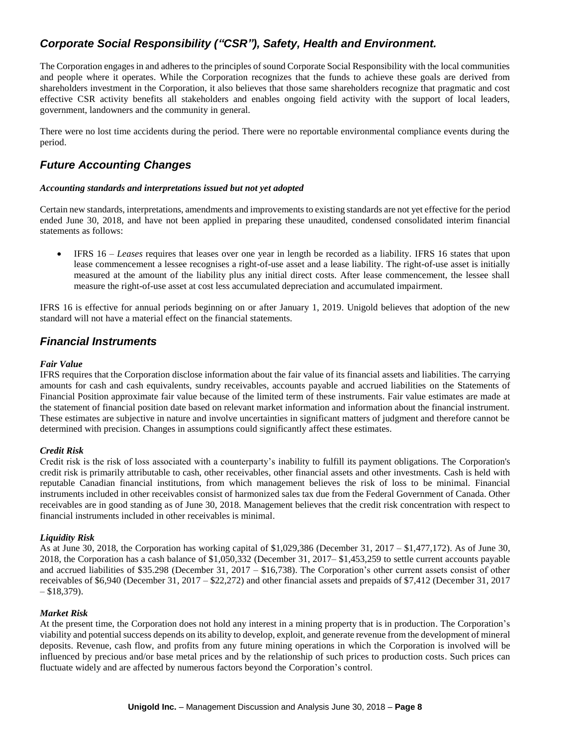## *Corporate Social Responsibility ("CSR"), Safety, Health and Environment.*

The Corporation engages in and adheres to the principles of sound Corporate Social Responsibility with the local communities and people where it operates. While the Corporation recognizes that the funds to achieve these goals are derived from shareholders investment in the Corporation, it also believes that those same shareholders recognize that pragmatic and cost effective CSR activity benefits all stakeholders and enables ongoing field activity with the support of local leaders, government, landowners and the community in general.

There were no lost time accidents during the period. There were no reportable environmental compliance events during the period.

## *Future Accounting Changes*

***Accounting standards and interpretations issued but not yet adopted***

Certain new standards, interpretations, amendments and improvements to existing standards are not yet effective for the period ended June 30, 2018, and have not been applied in preparing these unaudited, condensed consolidated interim financial statements as follows:

- IFRS 16 – *Leases* requires that leases over one year in length be recorded as a liability. IFRS 16 states that upon lease commencement a lessee recognises a right-of-use asset and a lease liability. The right-of-use asset is initially measured at the amount of the liability plus any initial direct costs. After lease commencement, the lessee shall measure the right-of-use asset at cost less accumulated depreciation and accumulated impairment.

IFRS 16 is effective for annual periods beginning on or after January 1, 2019. Unigold believes that adoption of the new standard will not have a material effect on the financial statements.

## *Financial Instruments*

***Fair Value***

IFRS requires that the Corporation disclose information about the fair value of its financial assets and liabilities. The carrying amounts for cash and cash equivalents, sundry receivables, accounts payable and accrued liabilities on the Statements of Financial Position approximate fair value because of the limited term of these instruments. Fair value estimates are made at the statement of financial position date based on relevant market information and information about the financial instrument. These estimates are subjective in nature and involve uncertainties in significant matters of judgment and therefore cannot be determined with precision. Changes in assumptions could significantly affect these estimates.

***Credit Risk***

Credit risk is the risk of loss associated with a counterparty's inability to fulfill its payment obligations. The Corporation's credit risk is primarily attributable to cash, other receivables, other financial assets and other investments. Cash is held with reputable Canadian financial institutions, from which management believes the risk of loss to be minimal. Financial instruments included in other receivables consist of harmonized sales tax due from the Federal Government of Canada. Other receivables are in good standing as of June 30, 2018. Management believes that the credit risk concentration with respect to financial instruments included in other receivables is minimal.

***Liquidity Risk***

As at June 30, 2018, the Corporation has working capital of $1,029,386 (December 31, 2017 – $1,477,172). As of June 30, 2018, the Corporation has a cash balance of $1,050,332 (December 31, 2017– $1,453,259 to settle current accounts payable and accrued liabilities of $35.298 (December 31, 2017 – $16,738). The Corporation's other current assets consist of other receivables of $6,940 (December 31, 2017 – $22,272) and other financial assets and prepaids of $7,412 (December 31, 2017 – $18,379).

***Market Risk***

At the present time, the Corporation does not hold any interest in a mining property that is in production. The Corporation's viability and potential success depends on its ability to develop, exploit, and generate revenue from the development of mineral deposits. Revenue, cash flow, and profits from any future mining operations in which the Corporation is involved will be influenced by precious and/or base metal prices and by the relationship of such prices to production costs. Such prices can fluctuate widely and are affected by numerous factors beyond the Corporation's control.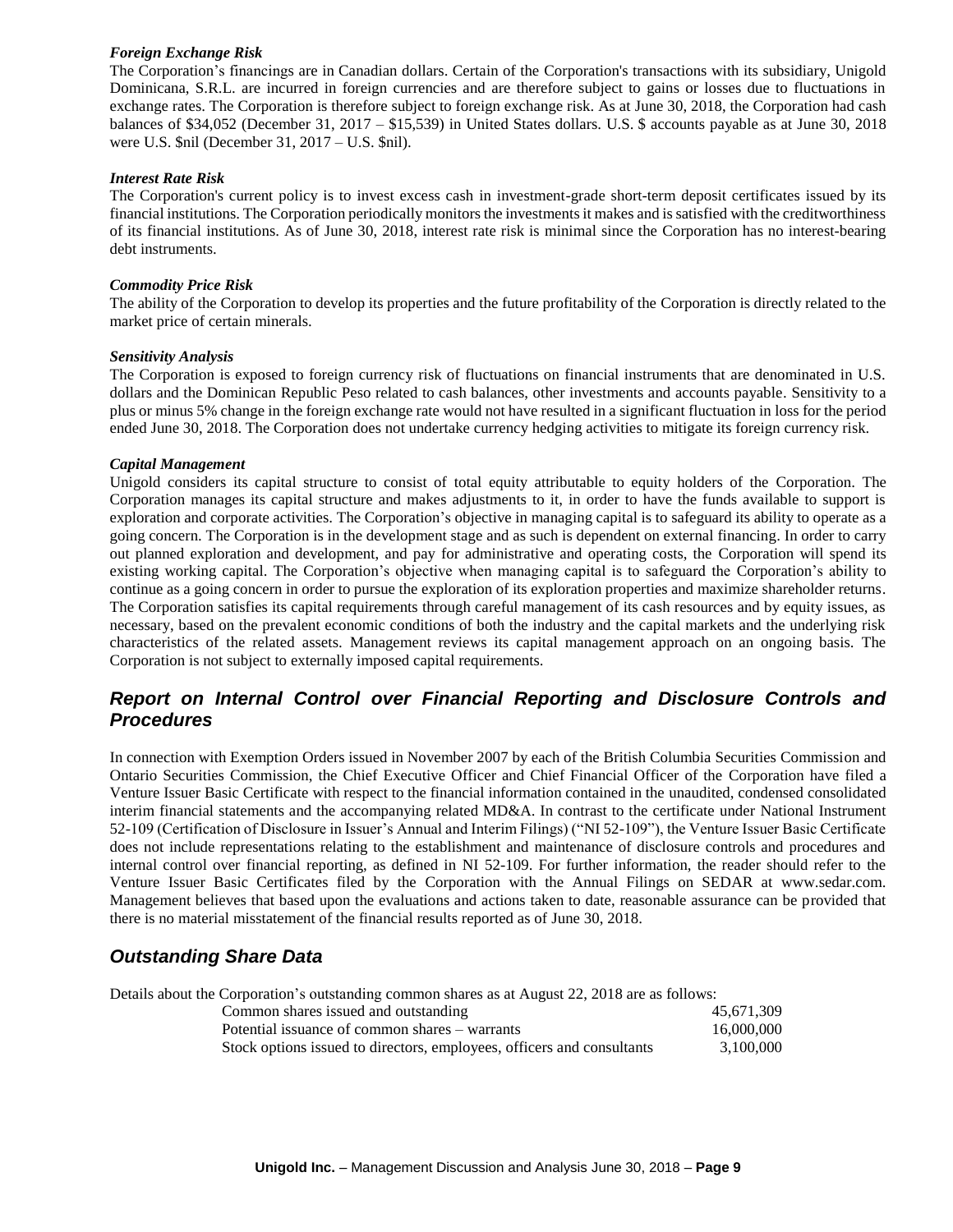***Foreign Exchange Risk***
The Corporation's financings are in Canadian dollars. Certain of the Corporation's transactions with its subsidiary, Unigold Dominicana, S.R.L. are incurred in foreign currencies and are therefore subject to gains or losses due to fluctuations in exchange rates. The Corporation is therefore subject to foreign exchange risk. As at June 30, 2018, the Corporation had cash balances of $34,052 (December 31, 2017 – $15,539) in United States dollars. U.S. $ accounts payable as at June 30, 2018 were U.S. $nil (December 31, 2017 – U.S. $nil).

***Interest Rate Risk***
The Corporation's current policy is to invest excess cash in investment-grade short-term deposit certificates issued by its financial institutions. The Corporation periodically monitors the investments it makes and is satisfied with the creditworthiness of its financial institutions. As of June 30, 2018, interest rate risk is minimal since the Corporation has no interest-bearing debt instruments.

***Commodity Price Risk***
The ability of the Corporation to develop its properties and the future profitability of the Corporation is directly related to the market price of certain minerals.

***Sensitivity Analysis***
The Corporation is exposed to foreign currency risk of fluctuations on financial instruments that are denominated in U.S. dollars and the Dominican Republic Peso related to cash balances, other investments and accounts payable. Sensitivity to a plus or minus 5% change in the foreign exchange rate would not have resulted in a significant fluctuation in loss for the period ended June 30, 2018. The Corporation does not undertake currency hedging activities to mitigate its foreign currency risk.

***Capital Management***
Unigold considers its capital structure to consist of total equity attributable to equity holders of the Corporation. The Corporation manages its capital structure and makes adjustments to it, in order to have the funds available to support is exploration and corporate activities. The Corporation's objective in managing capital is to safeguard its ability to operate as a going concern. The Corporation is in the development stage and as such is dependent on external financing. In order to carry out planned exploration and development, and pay for administrative and operating costs, the Corporation will spend its existing working capital. The Corporation's objective when managing capital is to safeguard the Corporation's ability to continue as a going concern in order to pursue the exploration of its exploration properties and maximize shareholder returns. The Corporation satisfies its capital requirements through careful management of its cash resources and by equity issues, as necessary, based on the prevalent economic conditions of both the industry and the capital markets and the underlying risk characteristics of the related assets. Management reviews its capital management approach on an ongoing basis. The Corporation is not subject to externally imposed capital requirements.

## *Report on Internal Control over Financial Reporting and Disclosure Controls and Procedures*

In connection with Exemption Orders issued in November 2007 by each of the British Columbia Securities Commission and Ontario Securities Commission, the Chief Executive Officer and Chief Financial Officer of the Corporation have filed a Venture Issuer Basic Certificate with respect to the financial information contained in the unaudited, condensed consolidated interim financial statements and the accompanying related MD&A. In contrast to the certificate under National Instrument 52-109 (Certification of Disclosure in Issuer's Annual and Interim Filings) ("NI 52-109"), the Venture Issuer Basic Certificate does not include representations relating to the establishment and maintenance of disclosure controls and procedures and internal control over financial reporting, as defined in NI 52-109. For further information, the reader should refer to the Venture Issuer Basic Certificates filed by the Corporation with the Annual Filings on SEDAR at www.sedar.com. Management believes that based upon the evaluations and actions taken to date, reasonable assurance can be provided that there is no material misstatement of the financial results reported as of June 30, 2018.

## *Outstanding Share Data*

Details about the Corporation's outstanding common shares as at August 22, 2018 are as follows:

| | |
|---|---:|
| Common shares issued and outstanding | 45,671,309 |
| Potential issuance of common shares – warrants | 16,000,000 |
| Stock options issued to directors, employees, officers and consultants | 3,100,000 |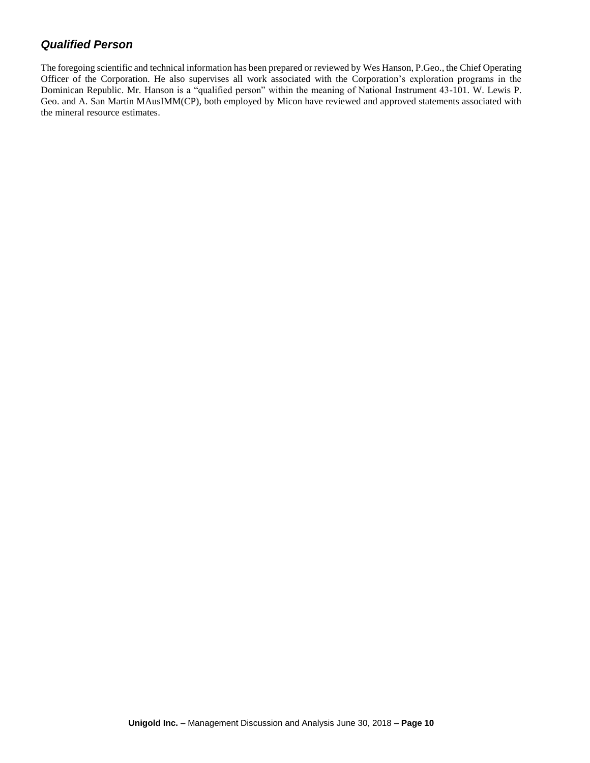### *Qualified Person*

The foregoing scientific and technical information has been prepared or reviewed by Wes Hanson, P.Geo., the Chief Operating Officer of the Corporation. He also supervises all work associated with the Corporation's exploration programs in the Dominican Republic. Mr. Hanson is a "qualified person" within the meaning of National Instrument 43-101. W. Lewis P. Geo. and A. San Martin MAusIMM(CP), both employed by Micon have reviewed and approved statements associated with the mineral resource estimates.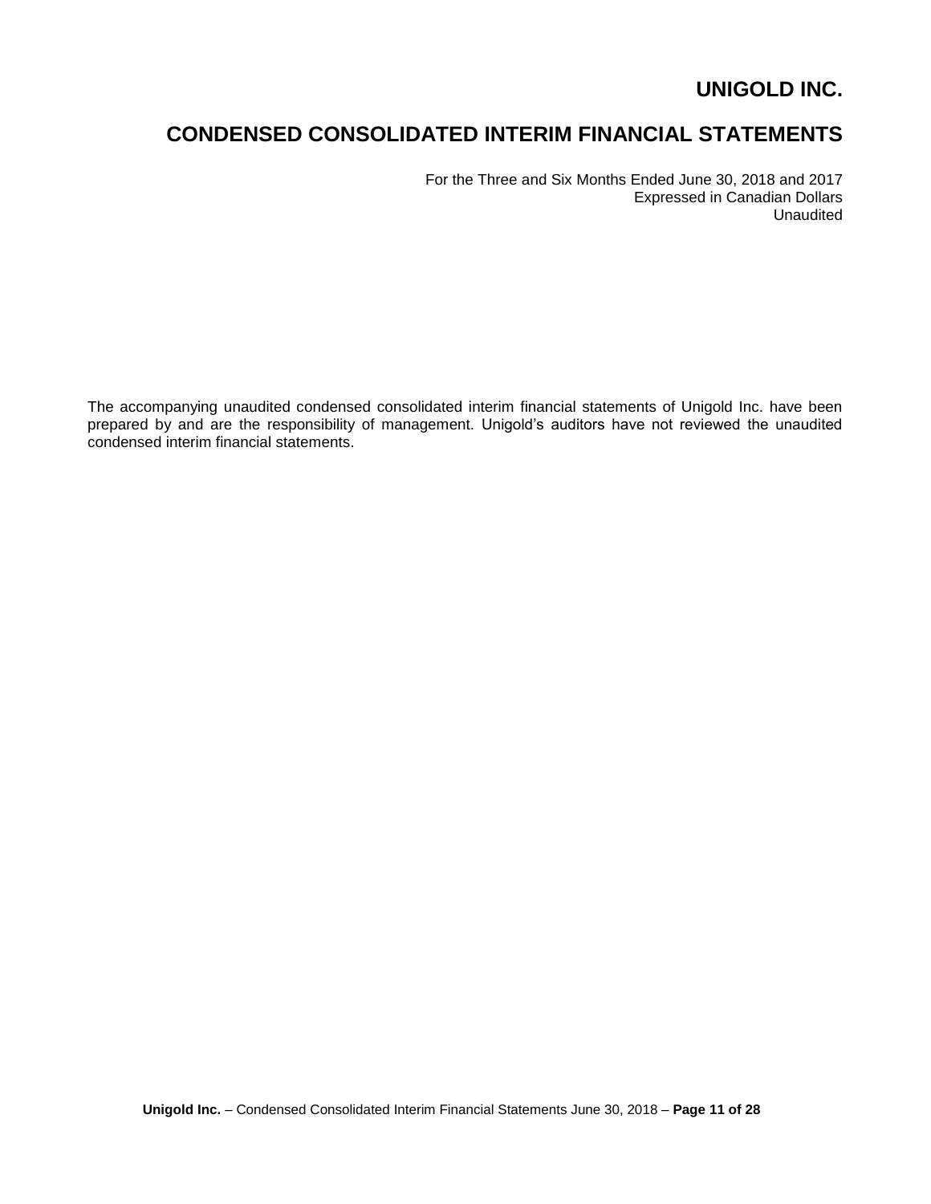# UNIGOLD INC.

# CONDENSED CONSOLIDATED INTERIM FINANCIAL STATEMENTS

For the Three and Six Months Ended June 30, 2018 and 2017
Expressed in Canadian Dollars
Unaudited

The accompanying unaudited condensed consolidated interim financial statements of Unigold Inc. have been prepared by and are the responsibility of management. Unigold's auditors have not reviewed the unaudited condensed interim financial statements.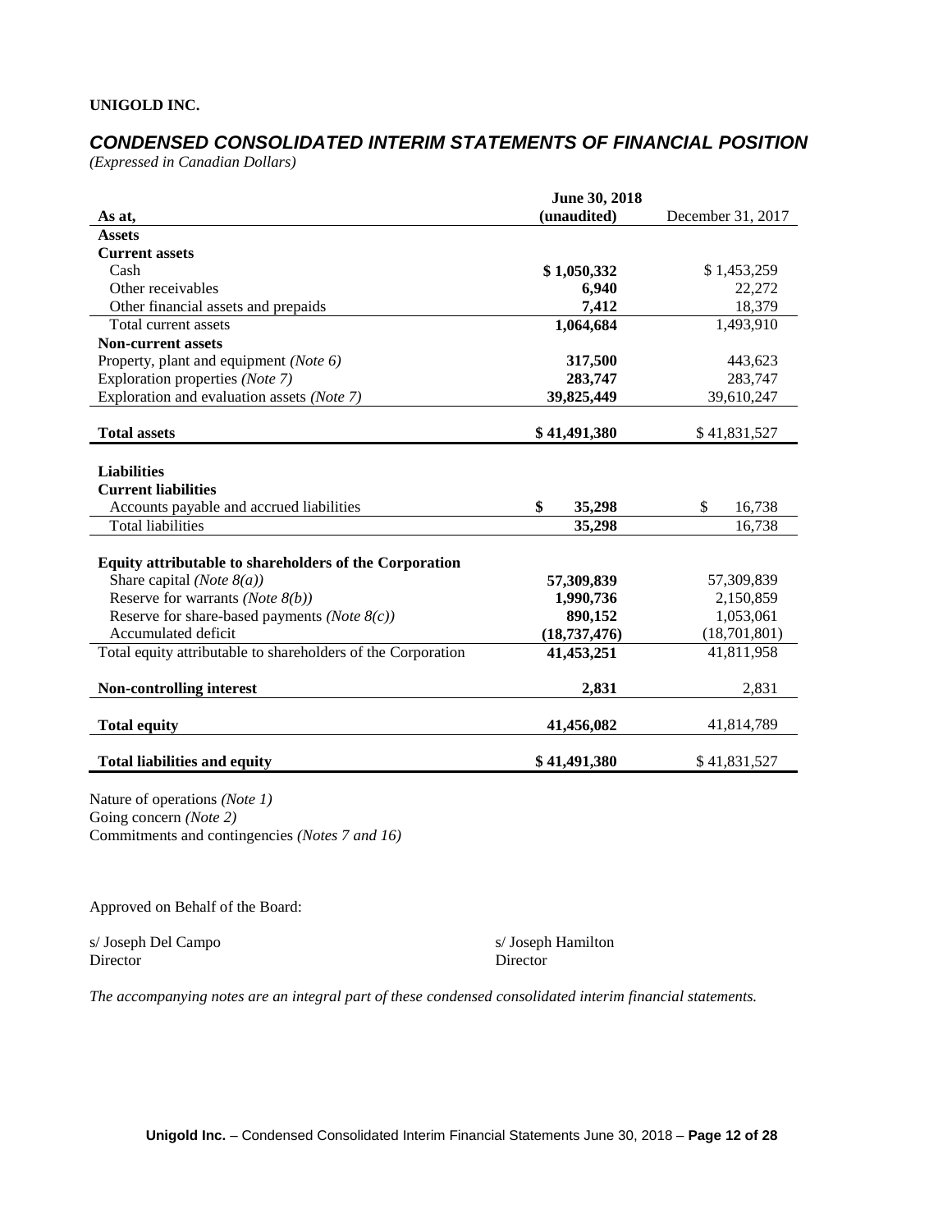**UNIGOLD INC.**

## *CONDENSED CONSOLIDATED INTERIM STATEMENTS OF FINANCIAL POSITION*

*(Expressed in Canadian Dollars)*

| As at, | June 30, 2018 (unaudited) | December 31, 2017 |
|---|---|---|
| **Assets** | | |
| **Current assets** | | |
| Cash | **$ 1,050,332** | $ 1,453,259 |
| Other receivables | **6,940** | 22,272 |
| Other financial assets and prepaids | **7,412** | 18,379 |
| Total current assets | **1,064,684** | 1,493,910 |
| **Non-current assets** | | |
| Property, plant and equipment *(Note 6)* | **317,500** | 443,623 |
| Exploration properties *(Note 7)* | **283,747** | 283,747 |
| Exploration and evaluation assets *(Note 7)* | **39,825,449** | 39,610,247 |
| **Total assets** | **$ 41,491,380** | $ 41,831,527 |
| **Liabilities** | | |
| **Current liabilities** | | |
| Accounts payable and accrued liabilities | **$ 35,298** | $ 16,738 |
| Total liabilities | **35,298** | 16,738 |
| **Equity attributable to shareholders of the Corporation** | | |
| Share capital *(Note 8(a))* | **57,309,839** | 57,309,839 |
| Reserve for warrants *(Note 8(b))* | **1,990,736** | 2,150,859 |
| Reserve for share-based payments *(Note 8(c))* | **890,152** | 1,053,061 |
| Accumulated deficit | **(18,737,476)** | (18,701,801) |
| Total equity attributable to shareholders of the Corporation | **41,453,251** | 41,811,958 |
| **Non-controlling interest** | **2,831** | 2,831 |
| **Total equity** | **41,456,082** | 41,814,789 |
| **Total liabilities and equity** | **$ 41,491,380** | $ 41,831,527 |

Nature of operations *(Note 1)*
Going concern *(Note 2)*
Commitments and contingencies *(Notes 7 and 16)*

Approved on Behalf of the Board:

s/ Joseph Del Campo
Director

s/ Joseph Hamilton
Director

*The accompanying notes are an integral part of these condensed consolidated interim financial statements.*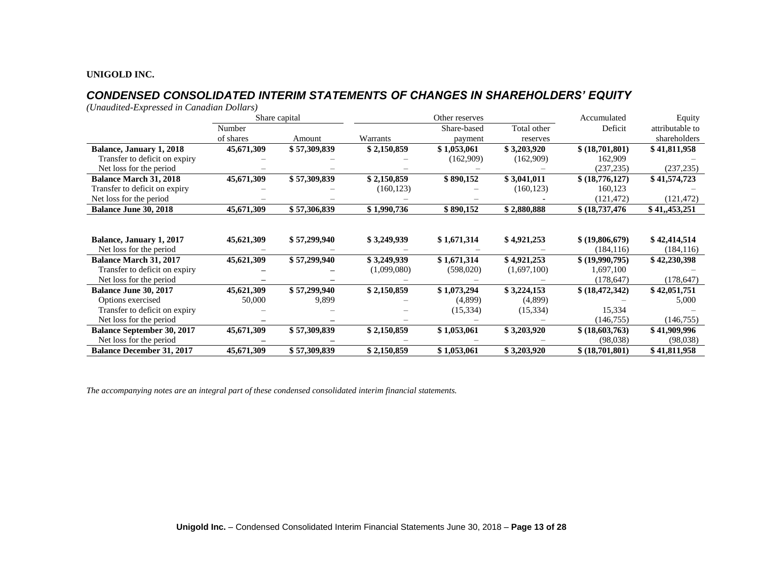**UNIGOLD INC.**

## *CONDENSED CONSOLIDATED INTERIM STATEMENTS OF CHANGES IN SHAREHOLDERS' EQUITY*

*(Unaudited-Expressed in Canadian Dollars)*

| | Share capital | | Other reserves | | | Accumulated | Equity |
|---|---|---|---|---|---|---|---|
| | Number of shares | Amount | Warrants | Share-based payment | Total other reserves | Deficit | attributable to shareholders |
| **Balance, January 1, 2018** | **45,671,309** | **$ 57,309,839** | **$ 2,150,859** | **$ 1,053,061** | **$ 3,203,920** | **$ (18,701,801)** | **$ 41,811,958** |
| Transfer to deficit on expiry | – | – | – | (162,909) | (162,909) | 162,909 | – |
| Net loss for the period | – | – | – | – | – | (237,235) | (237,235) |
| **Balance March 31, 2018** | **45,671,309** | **$ 57,309,839** | **$ 2,150,859** | **$ 890,152** | **$ 3,041,011** | **$ (18,776,127)** | **$ 41,574,723** |
| Transfer to deficit on expiry | – | – | (160,123) | – | (160,123) | 160,123 | – |
| Net loss for the period | – | – | – | – | - | (121,472) | (121,472) |
| **Balance June 30, 2018** | **45,671,309** | **$ 57,306,839** | **$ 1,990,736** | **$ 890,152** | **$ 2,880,888** | **$ (18,737,476** | **$ 41,,453,251** |
| | | | | | | | |
| **Balance, January 1, 2017** | **45,621,309** | **$ 57,299,940** | **$ 3,249,939** | **$ 1,671,314** | **$ 4,921,253** | **$ (19,806,679)** | **$ 42,414,514** |
| Net loss for the period | – | – | – | – | – | (184,116) | (184,116) |
| **Balance March 31, 2017** | **45,621,309** | **$ 57,299,940** | **$ 3,249,939** | **$ 1,671,314** | **$ 4,921,253** | **$ (19,990,795)** | **$ 42,230,398** |
| Transfer to deficit on expiry | – | – | (1,099,080) | (598,020) | (1,697,100) | 1,697,100 | – |
| Net loss for the period | – | – | – | – | – | (178,647) | (178,647) |
| **Balance June 30, 2017** | **45,621,309** | **$ 57,299,940** | **$ 2,150,859** | **$ 1,073,294** | **$ 3,224,153** | **$ (18,472,342)** | **$ 42,051,751** |
| Options exercised | 50,000 | 9,899 | – | (4,899) | (4,899) | – | 5,000 |
| Transfer to deficit on expiry | – | – | – | (15,334) | (15,334) | 15,334 | – |
| Net loss for the period | – | – | – | – | – | (146,755) | (146,755) |
| **Balance September 30, 2017** | **45,671,309** | **$ 57,309,839** | **$ 2,150,859** | **$ 1,053,061** | **$ 3,203,920** | **$ (18,603,763)** | **$ 41,909,996** |
| Net loss for the period | – | – | – | – | – | (98,038) | (98,038) |
| **Balance December 31, 2017** | **45,671,309** | **$ 57,309,839** | **$ 2,150,859** | **$ 1,053,061** | **$ 3,203,920** | **$ (18,701,801)** | **$ 41,811,958** |

*The accompanying notes are an integral part of these condensed consolidated interim financial statements.*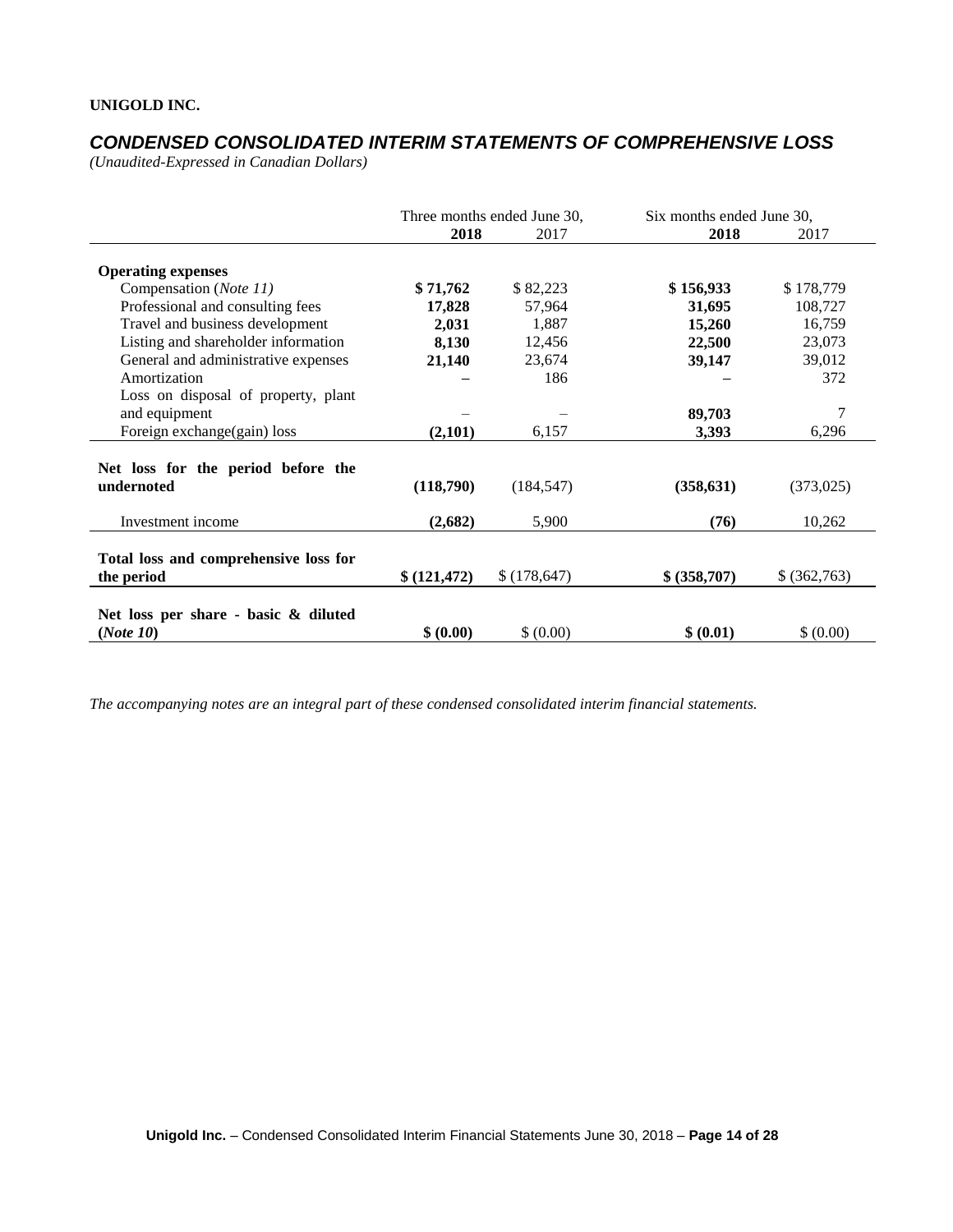**UNIGOLD INC.**

## *CONDENSED CONSOLIDATED INTERIM STATEMENTS OF COMPREHENSIVE LOSS*

*(Unaudited-Expressed in Canadian Dollars)*

| | Three months ended June 30, | | Six months ended June 30, | |
|---|---|---|---|---|
| | **2018** | 2017 | **2018** | 2017 |
| **Operating expenses** | | | | |
| Compensation (*Note 11)* | **$ 71,762** | $ 82,223 | **$ 156,933** | $ 178,779 |
| Professional and consulting fees | **17,828** | 57,964 | **31,695** | 108,727 |
| Travel and business development | **2,031** | 1,887 | **15,260** | 16,759 |
| Listing and shareholder information | **8,130** | 12,456 | **22,500** | 23,073 |
| General and administrative expenses | **21,140** | 23,674 | **39,147** | 39,012 |
| Amortization | **–** | 186 | **–** | 372 |
| Loss on disposal of property, plant and equipment | – | – | **89,703** | 7 |
| Foreign exchange(gain) loss | **(2,101)** | 6,157 | **3,393** | 6,296 |
| **Net loss for the period before the undernoted** | **(118,790)** | (184,547) | **(358,631)** | (373,025) |
| Investment income | **(2,682)** | 5,900 | **(76)** | 10,262 |
| **Total loss and comprehensive loss for the period** | **$ (121,472)** | $ (178,647) | **$ (358,707)** | $ (362,763) |
| **Net loss per share - basic & diluted (*Note 10*)** | **$ (0.00)** | $ (0.00) | **$ (0.01)** | $ (0.00) |

*The accompanying notes are an integral part of these condensed consolidated interim financial statements.*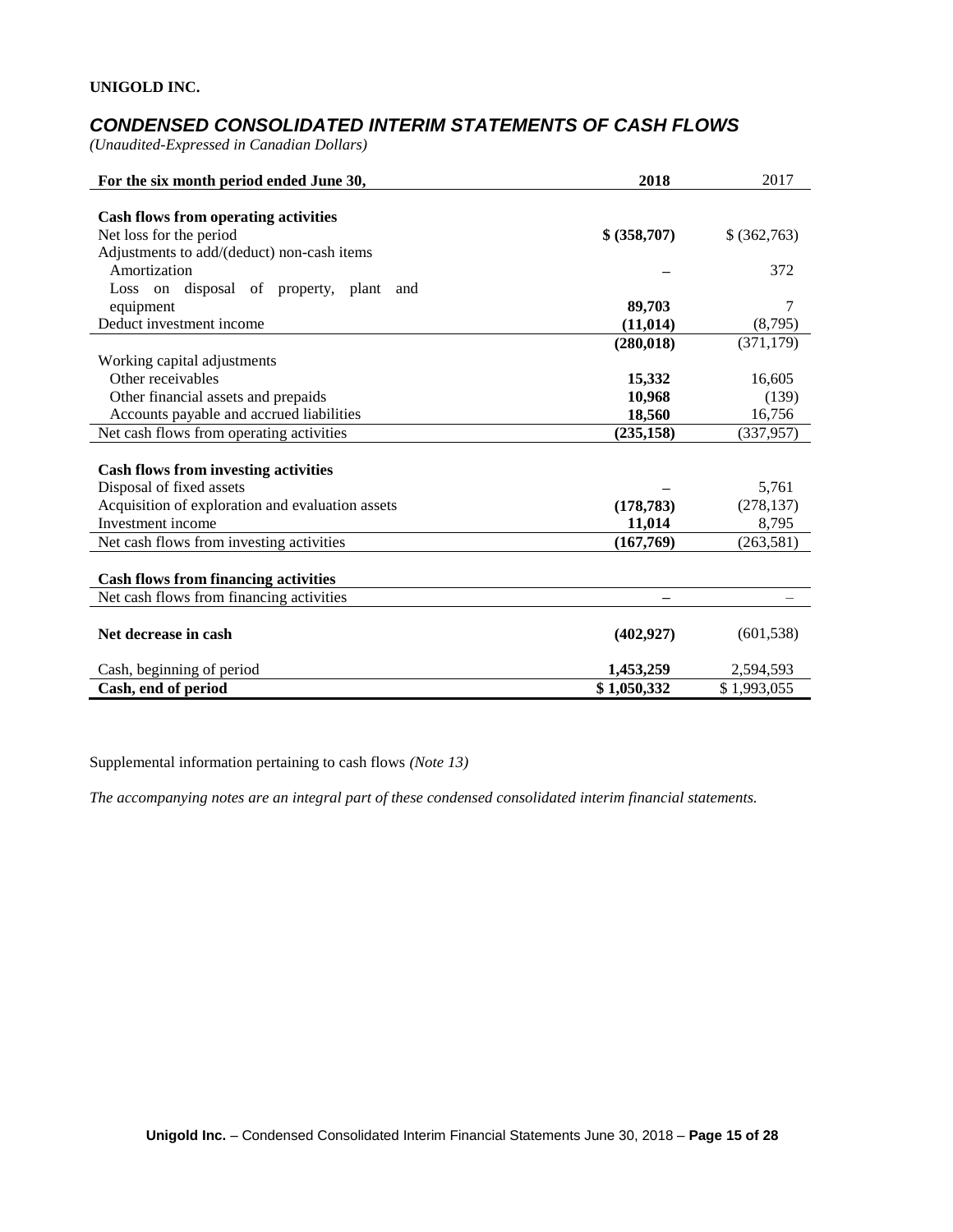**UNIGOLD INC.**

## *CONDENSED CONSOLIDATED INTERIM STATEMENTS OF CASH FLOWS*

*(Unaudited-Expressed in Canadian Dollars)*

| For the six month period ended June 30, | 2018 | 2017 |
|---|---|---|
| **Cash flows from operating activities** | | |
| Net loss for the period | **$ (358,707)** | $ (362,763) |
| Adjustments to add/(deduct) non-cash items | | |
| Amortization | **–** | 372 |
| Loss on disposal of property, plant and equipment | **89,703** | 7 |
| Deduct investment income | **(11,014)** | (8,795) |
| | **(280,018)** | (371,179) |
| Working capital adjustments | | |
| Other receivables | **15,332** | 16,605 |
| Other financial assets and prepaids | **10,968** | (139) |
| Accounts payable and accrued liabilities | **18,560** | 16,756 |
| Net cash flows from operating activities | **(235,158)** | (337,957) |
| **Cash flows from investing activities** | | |
| Disposal of fixed assets | **–** | 5,761 |
| Acquisition of exploration and evaluation assets | **(178,783)** | (278,137) |
| Investment income | **11,014** | 8,795 |
| Net cash flows from investing activities | **(167,769)** | (263,581) |
| **Cash flows from financing activities** | | |
| Net cash flows from financing activities | **–** | – |
| **Net decrease in cash** | **(402,927)** | (601,538) |
| Cash, beginning of period | **1,453,259** | 2,594,593 |
| **Cash, end of period** | **$ 1,050,332** | $ 1,993,055 |

Supplemental information pertaining to cash flows *(Note 13)*

*The accompanying notes are an integral part of these condensed consolidated interim financial statements.*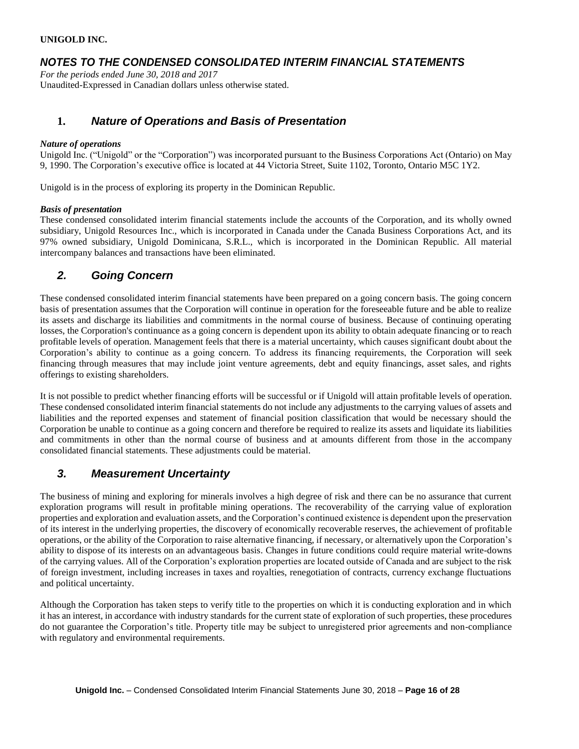**UNIGOLD INC.**

## *NOTES TO THE CONDENSED CONSOLIDATED INTERIM FINANCIAL STATEMENTS*

*For the periods ended June 30, 2018 and 2017*
Unaudited-Expressed in Canadian dollars unless otherwise stated.

## 1. *Nature of Operations and Basis of Presentation*

***Nature of operations***
Unigold Inc. ("Unigold" or the "Corporation") was incorporated pursuant to the Business Corporations Act (Ontario) on May 9, 1990. The Corporation's executive office is located at 44 Victoria Street, Suite 1102, Toronto, Ontario M5C 1Y2.

Unigold is in the process of exploring its property in the Dominican Republic.

***Basis of presentation***
These condensed consolidated interim financial statements include the accounts of the Corporation, and its wholly owned subsidiary, Unigold Resources Inc., which is incorporated in Canada under the Canada Business Corporations Act, and its 97% owned subsidiary, Unigold Dominicana, S.R.L., which is incorporated in the Dominican Republic. All material intercompany balances and transactions have been eliminated.

## *2. Going Concern*

These condensed consolidated interim financial statements have been prepared on a going concern basis. The going concern basis of presentation assumes that the Corporation will continue in operation for the foreseeable future and be able to realize its assets and discharge its liabilities and commitments in the normal course of business. Because of continuing operating losses, the Corporation's continuance as a going concern is dependent upon its ability to obtain adequate financing or to reach profitable levels of operation. Management feels that there is a material uncertainty, which causes significant doubt about the Corporation's ability to continue as a going concern. To address its financing requirements, the Corporation will seek financing through measures that may include joint venture agreements, debt and equity financings, asset sales, and rights offerings to existing shareholders.

It is not possible to predict whether financing efforts will be successful or if Unigold will attain profitable levels of operation. These condensed consolidated interim financial statements do not include any adjustments to the carrying values of assets and liabilities and the reported expenses and statement of financial position classification that would be necessary should the Corporation be unable to continue as a going concern and therefore be required to realize its assets and liquidate its liabilities and commitments in other than the normal course of business and at amounts different from those in the accompany consolidated financial statements. These adjustments could be material.

## *3. Measurement Uncertainty*

The business of mining and exploring for minerals involves a high degree of risk and there can be no assurance that current exploration programs will result in profitable mining operations. The recoverability of the carrying value of exploration properties and exploration and evaluation assets, and the Corporation's continued existence is dependent upon the preservation of its interest in the underlying properties, the discovery of economically recoverable reserves, the achievement of profitable operations, or the ability of the Corporation to raise alternative financing, if necessary, or alternatively upon the Corporation's ability to dispose of its interests on an advantageous basis. Changes in future conditions could require material write-downs of the carrying values. All of the Corporation's exploration properties are located outside of Canada and are subject to the risk of foreign investment, including increases in taxes and royalties, renegotiation of contracts, currency exchange fluctuations and political uncertainty.

Although the Corporation has taken steps to verify title to the properties on which it is conducting exploration and in which it has an interest, in accordance with industry standards for the current state of exploration of such properties, these procedures do not guarantee the Corporation's title. Property title may be subject to unregistered prior agreements and non-compliance with regulatory and environmental requirements.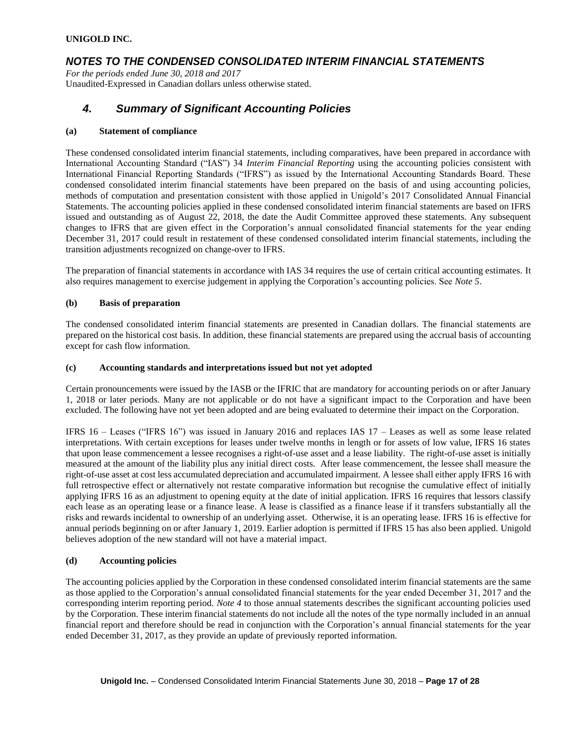## 4. Summary of Significant Accounting Policies

**(a) Statement of compliance**

These condensed consolidated interim financial statements, including comparatives, have been prepared in accordance with International Accounting Standard ("IAS") 34 *Interim Financial Reporting* using the accounting policies consistent with International Financial Reporting Standards ("IFRS") as issued by the International Accounting Standards Board. These condensed consolidated interim financial statements have been prepared on the basis of and using accounting policies, methods of computation and presentation consistent with those applied in Unigold's 2017 Consolidated Annual Financial Statements. The accounting policies applied in these condensed consolidated interim financial statements are based on IFRS issued and outstanding as of August 22, 2018, the date the Audit Committee approved these statements. Any subsequent changes to IFRS that are given effect in the Corporation's annual consolidated financial statements for the year ending December 31, 2017 could result in restatement of these condensed consolidated interim financial statements, including the transition adjustments recognized on change-over to IFRS.

The preparation of financial statements in accordance with IAS 34 requires the use of certain critical accounting estimates. It also requires management to exercise judgement in applying the Corporation's accounting policies. See *Note 5*.

**(b) Basis of preparation**

The condensed consolidated interim financial statements are presented in Canadian dollars. The financial statements are prepared on the historical cost basis. In addition, these financial statements are prepared using the accrual basis of accounting except for cash flow information.

**(c) Accounting standards and interpretations issued but not yet adopted**

Certain pronouncements were issued by the IASB or the IFRIC that are mandatory for accounting periods on or after January 1, 2018 or later periods. Many are not applicable or do not have a significant impact to the Corporation and have been excluded. The following have not yet been adopted and are being evaluated to determine their impact on the Corporation.

IFRS 16 – Leases ("IFRS 16") was issued in January 2016 and replaces IAS 17 – Leases as well as some lease related interpretations. With certain exceptions for leases under twelve months in length or for assets of low value, IFRS 16 states that upon lease commencement a lessee recognises a right-of-use asset and a lease liability. The right-of-use asset is initially measured at the amount of the liability plus any initial direct costs. After lease commencement, the lessee shall measure the right-of-use asset at cost less accumulated depreciation and accumulated impairment. A lessee shall either apply IFRS 16 with full retrospective effect or alternatively not restate comparative information but recognise the cumulative effect of initially applying IFRS 16 as an adjustment to opening equity at the date of initial application. IFRS 16 requires that lessors classify each lease as an operating lease or a finance lease. A lease is classified as a finance lease if it transfers substantially all the risks and rewards incidental to ownership of an underlying asset. Otherwise, it is an operating lease. IFRS 16 is effective for annual periods beginning on or after January 1, 2019. Earlier adoption is permitted if IFRS 15 has also been applied. Unigold believes adoption of the new standard will not have a material impact.

**(d) Accounting policies**

The accounting policies applied by the Corporation in these condensed consolidated interim financial statements are the same as those applied to the Corporation's annual consolidated financial statements for the year ended December 31, 2017 and the corresponding interim reporting period. *Note 4* to those annual statements describes the significant accounting policies used by the Corporation. These interim financial statements do not include all the notes of the type normally included in an annual financial report and therefore should be read in conjunction with the Corporation's annual financial statements for the year ended December 31, 2017, as they provide an update of previously reported information.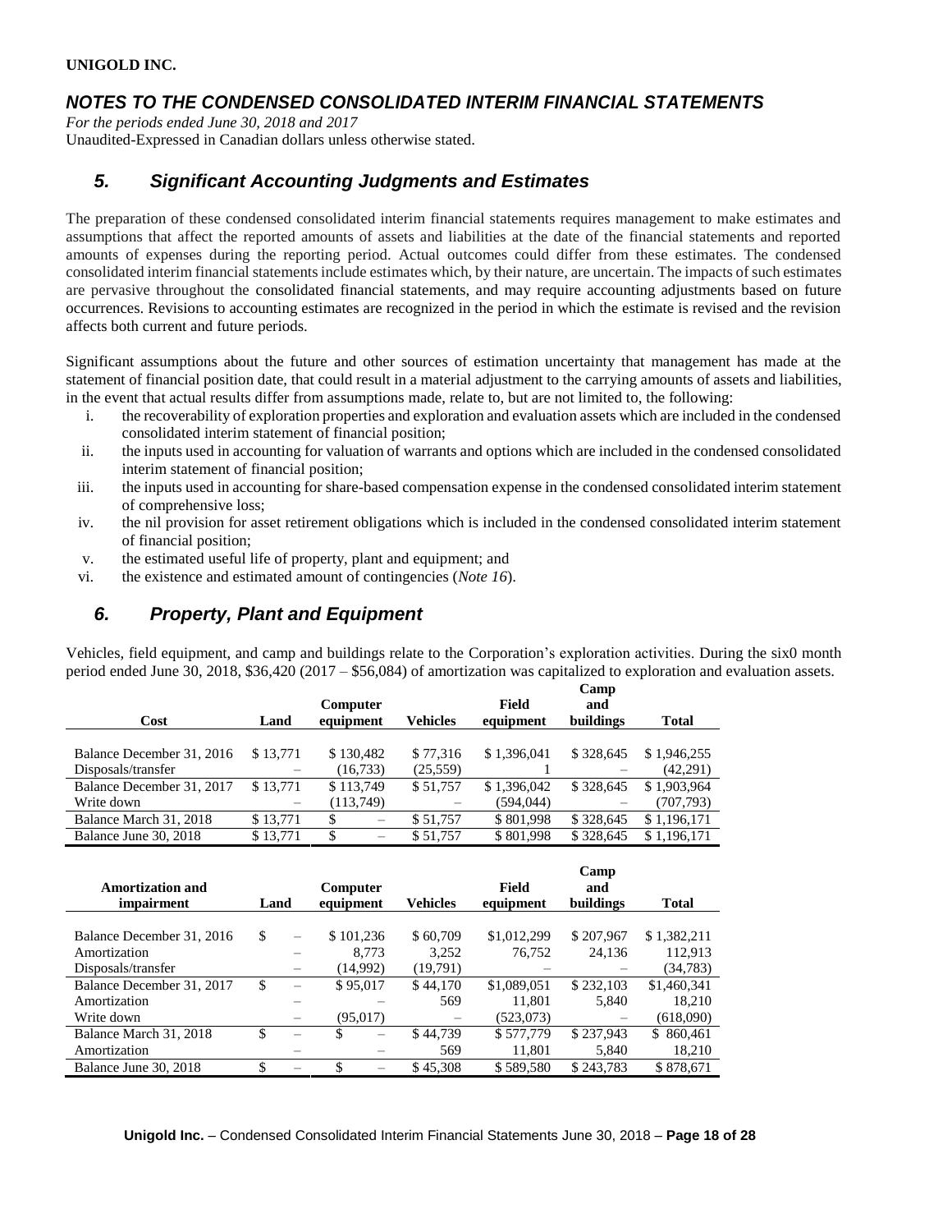# *5. Significant Accounting Judgments and Estimates*

The preparation of these condensed consolidated interim financial statements requires management to make estimates and assumptions that affect the reported amounts of assets and liabilities at the date of the financial statements and reported amounts of expenses during the reporting period. Actual outcomes could differ from these estimates. The condensed consolidated interim financial statements include estimates which, by their nature, are uncertain. The impacts of such estimates are pervasive throughout the consolidated financial statements, and may require accounting adjustments based on future occurrences. Revisions to accounting estimates are recognized in the period in which the estimate is revised and the revision affects both current and future periods.

Significant assumptions about the future and other sources of estimation uncertainty that management has made at the statement of financial position date, that could result in a material adjustment to the carrying amounts of assets and liabilities, in the event that actual results differ from assumptions made, relate to, but are not limited to, the following:

i. the recoverability of exploration properties and exploration and evaluation assets which are included in the condensed consolidated interim statement of financial position;
ii. the inputs used in accounting for valuation of warrants and options which are included in the condensed consolidated interim statement of financial position;
iii. the inputs used in accounting for share-based compensation expense in the condensed consolidated interim statement of comprehensive loss;
iv. the nil provision for asset retirement obligations which is included in the condensed consolidated interim statement of financial position;
v. the estimated useful life of property, plant and equipment; and
vi. the existence and estimated amount of contingencies (*Note 16*).

# *6. Property, Plant and Equipment*

Vehicles, field equipment, and camp and buildings relate to the Corporation's exploration activities. During the six0 month period ended June 30, 2018, $36,420 (2017 – $56,084) of amortization was capitalized to exploration and evaluation assets.

| Cost | Land | Computer equipment | Vehicles | Field equipment | Camp and buildings | Total |
|---|---|---|---|---|---|---|
| Balance December 31, 2016 | $ 13,771 | $ 130,482 | $ 77,316 | $ 1,396,041 | $ 328,645 | $ 1,946,255 |
| Disposals/transfer | – | (16,733) | (25,559) | 1 | – | (42,291) |
| Balance December 31, 2017 | $ 13,771 | $ 113,749 | $ 51,757 | $ 1,396,042 | $ 328,645 | $ 1,903,964 |
| Write down | – | (113,749) | – | (594,044) | – | (707,793) |
| Balance March 31, 2018 | $ 13,771 | $ – | $ 51,757 | $ 801,998 | $ 328,645 | $ 1,196,171 |
| Balance June 30, 2018 | $ 13,771 | $ – | $ 51,757 | $ 801,998 | $ 328,645 | $ 1,196,171 |

| Amortization and impairment | Land | Computer equipment | Vehicles | Field equipment | Camp and buildings | Total |
|---|---|---|---|---|---|---|
| Balance December 31, 2016 | $ – | $ 101,236 | $ 60,709 | $1,012,299 | $ 207,967 | $ 1,382,211 |
| Amortization | – | 8,773 | 3,252 | 76,752 | 24,136 | 112,913 |
| Disposals/transfer | – | (14,992) | (19,791) | – | – | (34,783) |
| Balance December 31, 2017 | $ – | $ 95,017 | $ 44,170 | $1,089,051 | $ 232,103 | $1,460,341 |
| Amortization | – | – | 569 | 11,801 | 5,840 | 18,210 |
| Write down | – | (95,017) | – | (523,073) | – | (618,090) |
| Balance March 31, 2018 | $ – | $ – | $ 44,739 | $ 577,779 | $ 237,943 | $ 860,461 |
| Amortization | – | – | 569 | 11,801 | 5,840 | 18,210 |
| Balance June 30, 2018 | $ – | $ – | $ 45,308 | $ 589,580 | $ 243,783 | $ 878,671 |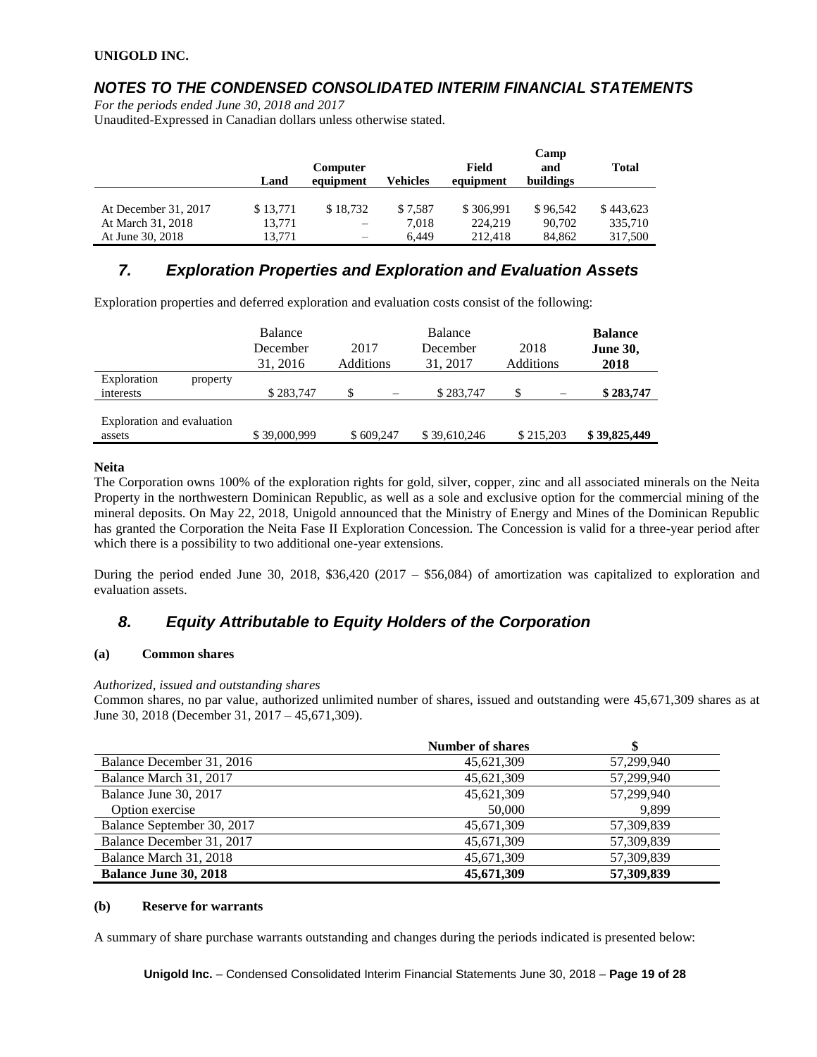**UNIGOLD INC.**

## *NOTES TO THE CONDENSED CONSOLIDATED INTERIM FINANCIAL STATEMENTS*

*For the periods ended June 30, 2018 and 2017*
Unaudited-Expressed in Canadian dollars unless otherwise stated.

| | Land | Computer equipment | Vehicles | Field equipment | Camp and buildings | Total |
|---|---|---|---|---|---|---|
| At December 31, 2017 | $ 13,771 | $ 18,732 | $ 7,587 | $ 306,991 | $ 96,542 | $ 443,623 |
| At March 31, 2018 | 13,771 | – | 7,018 | 224,219 | 90,702 | 335,710 |
| At June 30, 2018 | 13,771 | – | 6,449 | 212,418 | 84,862 | 317,500 |

## *7. Exploration Properties and Exploration and Evaluation Assets*

Exploration properties and deferred exploration and evaluation costs consist of the following:

| | Balance December 31, 2016 | 2017 Additions | Balance December 31, 2017 | 2018 Additions | **Balance June 30, 2018** |
|---|---|---|---|---|---|
| Exploration property interests | $ 283,747 | $ – | $ 283,747 | $ – | **$ 283,747** |
| Exploration and evaluation assets | $ 39,000,999 | $ 609,247 | $ 39,610,246 | $ 215,203 | **$ 39,825,449** |

**Neita**

The Corporation owns 100% of the exploration rights for gold, silver, copper, zinc and all associated minerals on the Neita Property in the northwestern Dominican Republic, as well as a sole and exclusive option for the commercial mining of the mineral deposits. On May 22, 2018, Unigold announced that the Ministry of Energy and Mines of the Dominican Republic has granted the Corporation the Neita Fase II Exploration Concession. The Concession is valid for a three-year period after which there is a possibility to two additional one-year extensions.

During the period ended June 30, 2018, $36,420 (2017 – $56,084) of amortization was capitalized to exploration and evaluation assets.

## *8. Equity Attributable to Equity Holders of the Corporation*

**(a) Common shares**

*Authorized, issued and outstanding shares*

Common shares, no par value, authorized unlimited number of shares, issued and outstanding were 45,671,309 shares as at June 30, 2018 (December 31, 2017 – 45,671,309).

| | Number of shares | $ |
|---|---|---|
| Balance December 31, 2016 | 45,621,309 | 57,299,940 |
| Balance March 31, 2017 | 45,621,309 | 57,299,940 |
| Balance June 30, 2017 | 45,621,309 | 57,299,940 |
| Option exercise | 50,000 | 9,899 |
| Balance September 30, 2017 | 45,671,309 | 57,309,839 |
| Balance December 31, 2017 | 45,671,309 | 57,309,839 |
| Balance March 31, 2018 | 45,671,309 | 57,309,839 |
| **Balance June 30, 2018** | **45,671,309** | **57,309,839** |

**(b) Reserve for warrants**

A summary of share purchase warrants outstanding and changes during the periods indicated is presented below: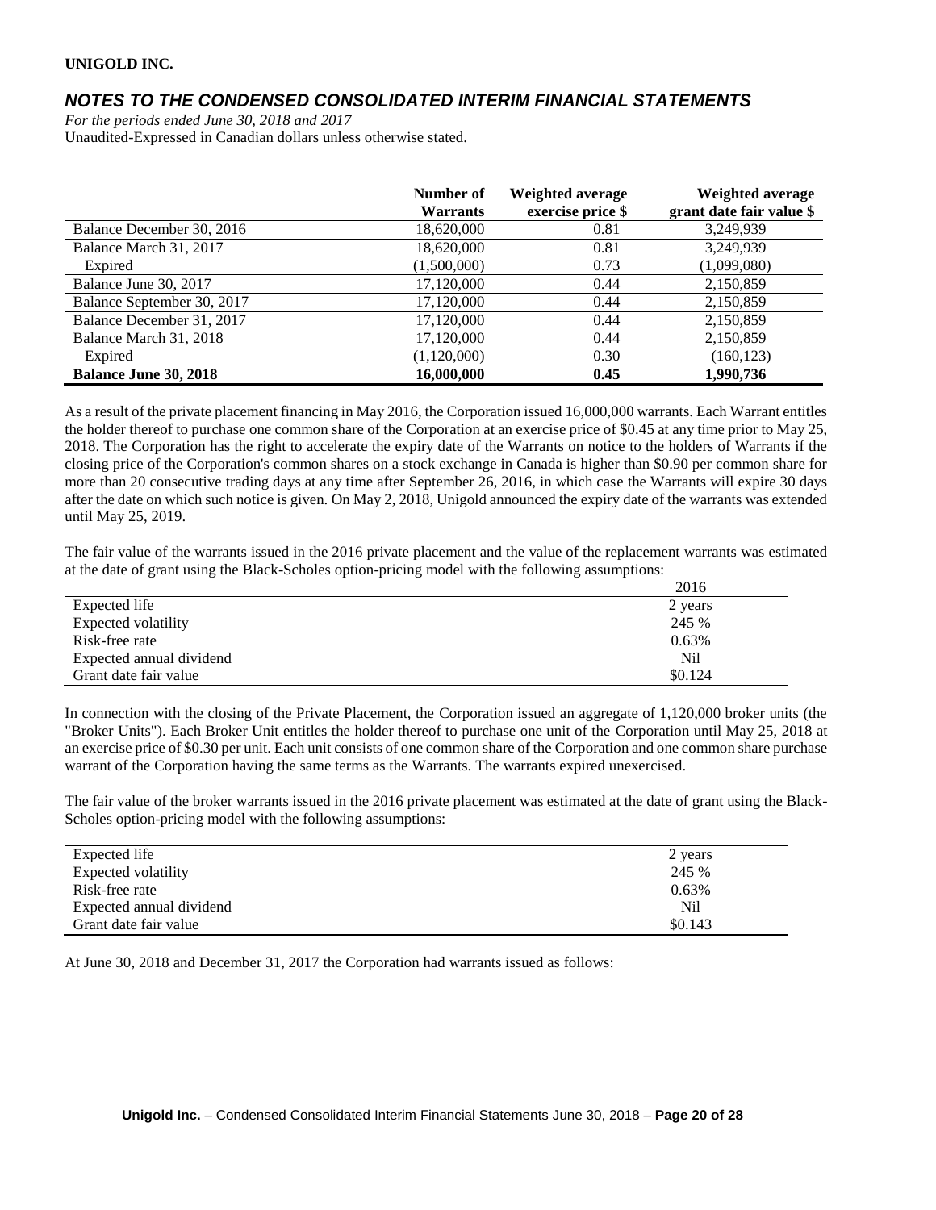**UNIGOLD INC.**

## *NOTES TO THE CONDENSED CONSOLIDATED INTERIM FINANCIAL STATEMENTS*

*For the periods ended June 30, 2018 and 2017*
Unaudited-Expressed in Canadian dollars unless otherwise stated.

| | Number of Warrants | Weighted average exercise price $ | Weighted average grant date fair value $ |
|---|---|---|---|
| Balance December 30, 2016 | 18,620,000 | 0.81 | 3,249,939 |
| Balance March 31, 2017 | 18,620,000 | 0.81 | 3,249,939 |
| Expired | (1,500,000) | 0.73 | (1,099,080) |
| Balance June 30, 2017 | 17,120,000 | 0.44 | 2,150,859 |
| Balance September 30, 2017 | 17,120,000 | 0.44 | 2,150,859 |
| Balance December 31, 2017 | 17,120,000 | 0.44 | 2,150,859 |
| Balance March 31, 2018 | 17,120,000 | 0.44 | 2,150,859 |
| Expired | (1,120,000) | 0.30 | (160,123) |
| **Balance June 30, 2018** | **16,000,000** | **0.45** | **1,990,736** |

As a result of the private placement financing in May 2016, the Corporation issued 16,000,000 warrants. Each Warrant entitles the holder thereof to purchase one common share of the Corporation at an exercise price of $0.45 at any time prior to May 25, 2018. The Corporation has the right to accelerate the expiry date of the Warrants on notice to the holders of Warrants if the closing price of the Corporation's common shares on a stock exchange in Canada is higher than $0.90 per common share for more than 20 consecutive trading days at any time after September 26, 2016, in which case the Warrants will expire 30 days after the date on which such notice is given. On May 2, 2018, Unigold announced the expiry date of the warrants was extended until May 25, 2019.

The fair value of the warrants issued in the 2016 private placement and the value of the replacement warrants was estimated at the date of grant using the Black-Scholes option-pricing model with the following assumptions:

| | 2016 |
|---|---|
| Expected life | 2 years |
| Expected volatility | 245 % |
| Risk-free rate | 0.63% |
| Expected annual dividend | Nil |
| Grant date fair value | $0.124 |

In connection with the closing of the Private Placement, the Corporation issued an aggregate of 1,120,000 broker units (the "Broker Units"). Each Broker Unit entitles the holder thereof to purchase one unit of the Corporation until May 25, 2018 at an exercise price of $0.30 per unit. Each unit consists of one common share of the Corporation and one common share purchase warrant of the Corporation having the same terms as the Warrants. The warrants expired unexercised.

The fair value of the broker warrants issued in the 2016 private placement was estimated at the date of grant using the Black-Scholes option-pricing model with the following assumptions:

| | |
|---|---|
| Expected life | 2 years |
| Expected volatility | 245 % |
| Risk-free rate | 0.63% |
| Expected annual dividend | Nil |
| Grant date fair value | $0.143 |

At June 30, 2018 and December 31, 2017 the Corporation had warrants issued as follows: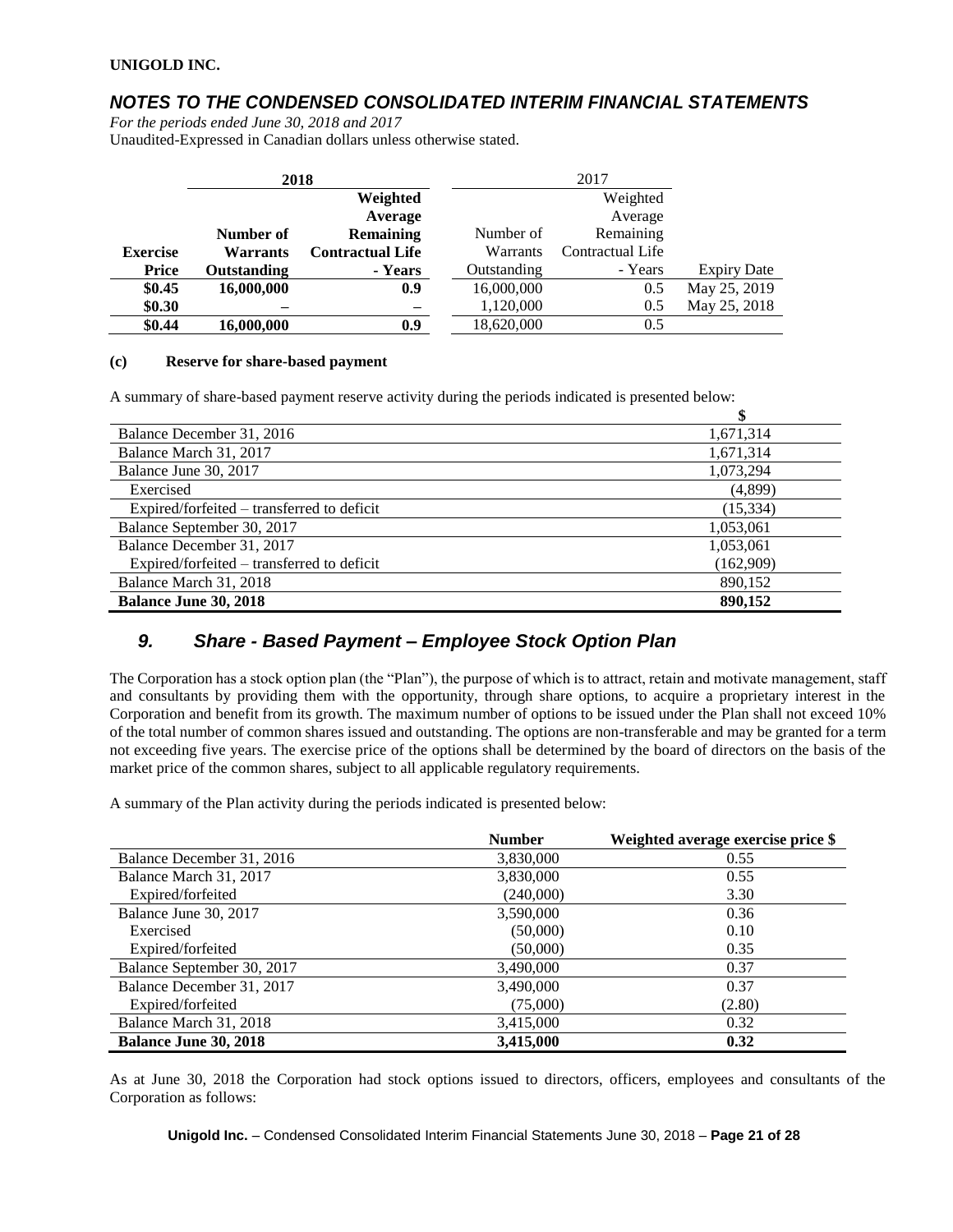| | 2018 | | | 2017 | | |
|---|---|---|---|---|---|---|
| **Exercise Price** | **Number of Warrants Outstanding** | **Weighted Average Remaining Contractual Life - Years** | | Number of Warrants Outstanding | Weighted Average Remaining Contractual Life - Years | Expiry Date |
| **$0.45** | **16,000,000** | **0.9** | | 16,000,000 | 0.5 | May 25, 2019 |
| **$0.30** | **–** | **–** | | 1,120,000 | 0.5 | May 25, 2018 |
| **$0.44** | **16,000,000** | **0.9** | | 18,620,000 | 0.5 | |

**(c) Reserve for share-based payment**

A summary of share-based payment reserve activity during the periods indicated is presented below:

| | $ |
|---|---|
| Balance December 31, 2016 | 1,671,314 |
| Balance March 31, 2017 | 1,671,314 |
| Balance June 30, 2017 | 1,073,294 |
| Exercised | (4,899) |
| Expired/forfeited – transferred to deficit | (15,334) |
| Balance September 30, 2017 | 1,053,061 |
| Balance December 31, 2017 | 1,053,061 |
| Expired/forfeited – transferred to deficit | (162,909) |
| Balance March 31, 2018 | 890,152 |
| **Balance June 30, 2018** | **890,152** |

## *9. Share - Based Payment – Employee Stock Option Plan*

The Corporation has a stock option plan (the "Plan"), the purpose of which is to attract, retain and motivate management, staff and consultants by providing them with the opportunity, through share options, to acquire a proprietary interest in the Corporation and benefit from its growth. The maximum number of options to be issued under the Plan shall not exceed 10% of the total number of common shares issued and outstanding. The options are non-transferable and may be granted for a term not exceeding five years. The exercise price of the options shall be determined by the board of directors on the basis of the market price of the common shares, subject to all applicable regulatory requirements.

A summary of the Plan activity during the periods indicated is presented below:

| | **Number** | **Weighted average exercise price $** |
|---|---|---|
| Balance December 31, 2016 | 3,830,000 | 0.55 |
| Balance March 31, 2017 | 3,830,000 | 0.55 |
| Expired/forfeited | (240,000) | 3.30 |
| Balance June 30, 2017 | 3,590,000 | 0.36 |
| Exercised | (50,000) | 0.10 |
| Expired/forfeited | (50,000) | 0.35 |
| Balance September 30, 2017 | 3,490,000 | 0.37 |
| Balance December 31, 2017 | 3,490,000 | 0.37 |
| Expired/forfeited | (75,000) | (2.80) |
| Balance March 31, 2018 | 3,415,000 | 0.32 |
| **Balance June 30, 2018** | **3,415,000** | **0.32** |

As at June 30, 2018 the Corporation had stock options issued to directors, officers, employees and consultants of the Corporation as follows: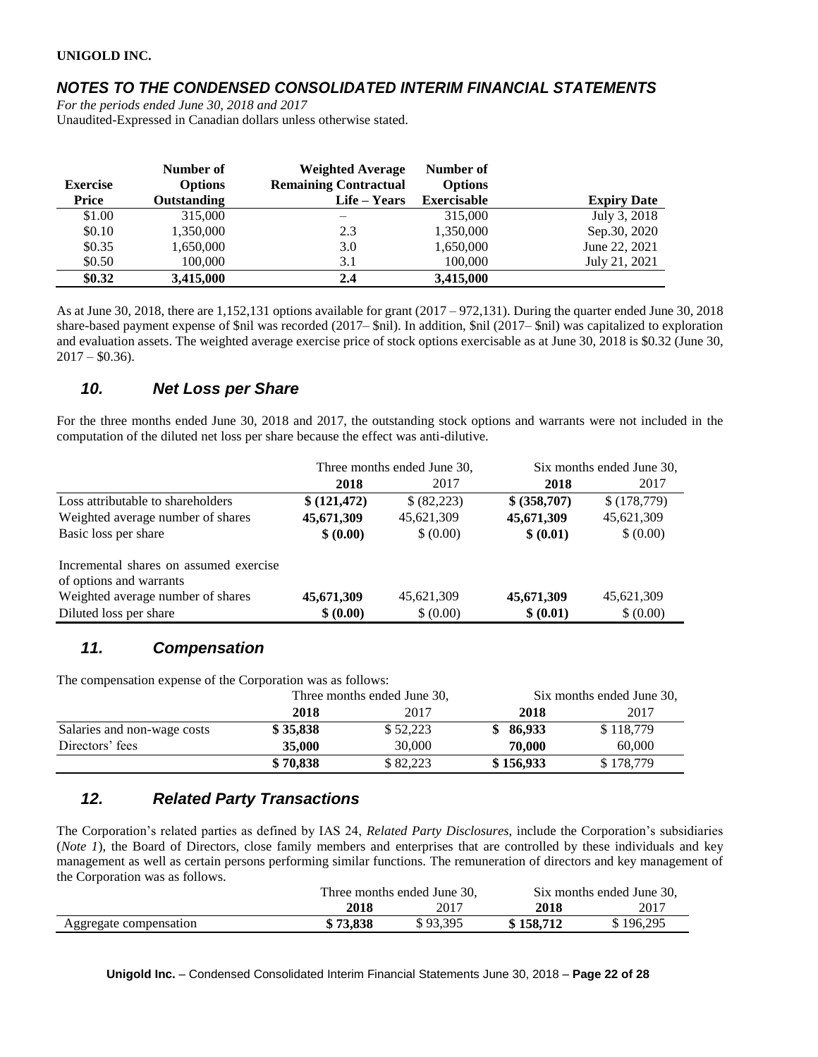| Exercise Price | Number of Options Outstanding | Weighted Average Remaining Contractual Life – Years | Number of Options Exercisable | Expiry Date |
|---|---|---|---|---|
| $1.00 | 315,000 | – | 315,000 | July 3, 2018 |
| $0.10 | 1,350,000 | 2.3 | 1,350,000 | Sep.30, 2020 |
| $0.35 | 1,650,000 | 3.0 | 1,650,000 | June 22, 2021 |
| $0.50 | 100,000 | 3.1 | 100,000 | July 21, 2021 |
| **$0.32** | **3,415,000** | **2.4** | **3,415,000** | |

As at June 30, 2018, there are 1,152,131 options available for grant (2017 – 972,131). During the quarter ended June 30, 2018 share-based payment expense of $nil was recorded (2017– $nil). In addition, $nil (2017– $nil) was capitalized to exploration and evaluation assets. The weighted average exercise price of stock options exercisable as at June 30, 2018 is $0.32 (June 30, 2017 – $0.36).

## *10. Net Loss per Share*

For the three months ended June 30, 2018 and 2017, the outstanding stock options and warrants were not included in the computation of the diluted net loss per share because the effect was anti-dilutive.

| | Three months ended June 30, | | Six months ended June 30, | |
|---|---|---|---|---|
| | **2018** | 2017 | **2018** | 2017 |
| Loss attributable to shareholders | **$ (121,472)** | $ (82,223) | **$ (358,707)** | $ (178,779) |
| Weighted average number of shares | **45,671,309** | 45,621,309 | **45,671,309** | 45,621,309 |
| Basic loss per share | **$ (0.00)** | $ (0.00) | **$ (0.01)** | $ (0.00) |
| Incremental shares on assumed exercise of options and warrants | | | | |
| Weighted average number of shares | **45,671,309** | 45,621,309 | **45,671,309** | 45,621,309 |
| Diluted loss per share | **$ (0.00)** | $ (0.00) | **$ (0.01)** | $ (0.00) |

## *11. Compensation*

The compensation expense of the Corporation was as follows:

| | Three months ended June 30, | | Six months ended June 30, | |
|---|---|---|---|---|
| | **2018** | 2017 | **2018** | 2017 |
| Salaries and non-wage costs | **$ 35,838** | $ 52,223 | **$ 86,933** | $ 118,779 |
| Directors' fees | **35,000** | 30,000 | **70,000** | 60,000 |
| | **$ 70,838** | $ 82,223 | **$ 156,933** | $ 178,779 |

## *12. Related Party Transactions*

The Corporation's related parties as defined by IAS 24, *Related Party Disclosures*, include the Corporation's subsidiaries (*Note 1*), the Board of Directors, close family members and enterprises that are controlled by these individuals and key management as well as certain persons performing similar functions. The remuneration of directors and key management of the Corporation was as follows.

| | Three months ended June 30, | | Six months ended June 30, | |
|---|---|---|---|---|
| | **2018** | 2017 | **2018** | 2017 |
| Aggregate compensation | **$ 73,838** | $ 93,395 | **$ 158,712** | $ 196,295 |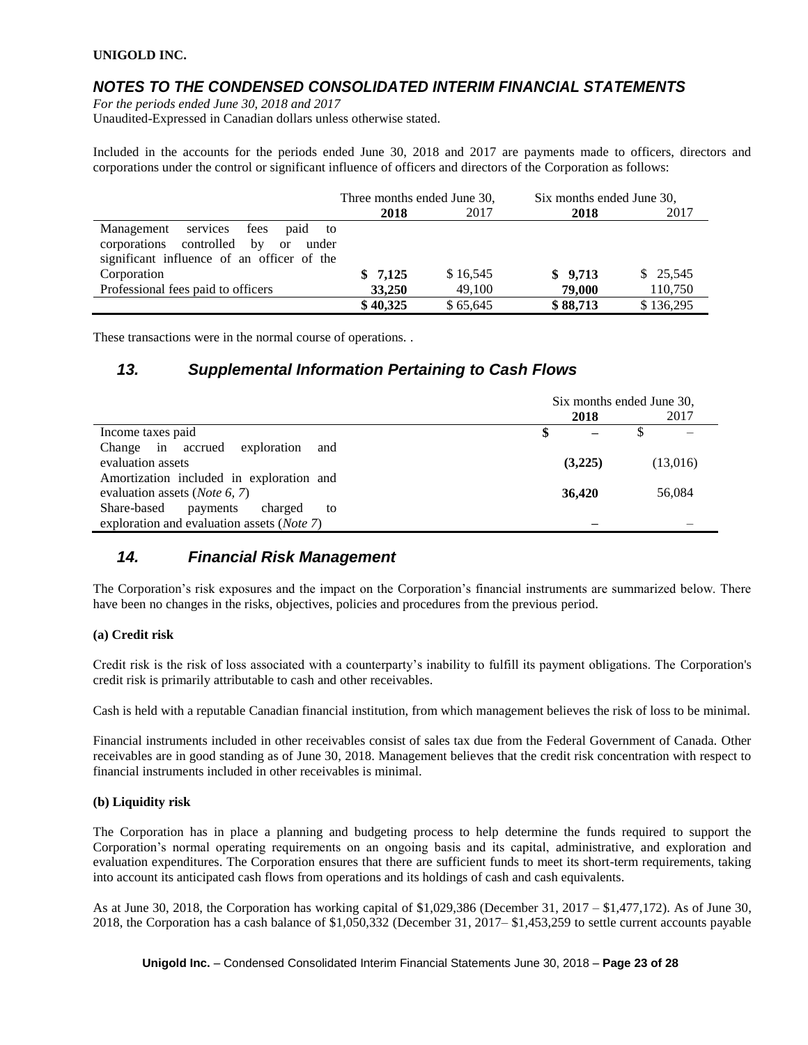Included in the accounts for the periods ended June 30, 2018 and 2017 are payments made to officers, directors and corporations under the control or significant influence of officers and directors of the Corporation as follows:

| | Three months ended June 30, | | Six months ended June 30, | |
|---|---|---|---|---|
| | **2018** | 2017 | **2018** | 2017 |
| Management services fees paid to corporations controlled by or under significant influence of an officer of the Corporation | **$ 7,125** | $ 16,545 | **$ 9,713** | $ 25,545 |
| Professional fees paid to officers | **33,250** | 49,100 | **79,000** | 110,750 |
| | **$ 40,325** | $ 65,645 | **$ 88,713** | $ 136,295 |

These transactions were in the normal course of operations. .

## *13. Supplemental Information Pertaining to Cash Flows*

| | Six months ended June 30, | |
|---|---|---|
| | **2018** | 2017 |
| Income taxes paid | **$ –** | $ – |
| Change in accrued exploration and evaluation assets | **(3,225)** | (13,016) |
| Amortization included in exploration and evaluation assets (*Note 6, 7*) | **36,420** | 56,084 |
| Share-based payments charged to exploration and evaluation assets (*Note 7*) | **–** | – |

## *14. Financial Risk Management*

The Corporation's risk exposures and the impact on the Corporation's financial instruments are summarized below. There have been no changes in the risks, objectives, policies and procedures from the previous period.

**(a) Credit risk**

Credit risk is the risk of loss associated with a counterparty's inability to fulfill its payment obligations. The Corporation's credit risk is primarily attributable to cash and other receivables.

Cash is held with a reputable Canadian financial institution, from which management believes the risk of loss to be minimal.

Financial instruments included in other receivables consist of sales tax due from the Federal Government of Canada. Other receivables are in good standing as of June 30, 2018. Management believes that the credit risk concentration with respect to financial instruments included in other receivables is minimal.

**(b) Liquidity risk**

The Corporation has in place a planning and budgeting process to help determine the funds required to support the Corporation's normal operating requirements on an ongoing basis and its capital, administrative, and exploration and evaluation expenditures. The Corporation ensures that there are sufficient funds to meet its short-term requirements, taking into account its anticipated cash flows from operations and its holdings of cash and cash equivalents.

As at June 30, 2018, the Corporation has working capital of $1,029,386 (December 31, 2017 – $1,477,172). As of June 30, 2018, the Corporation has a cash balance of $1,050,332 (December 31, 2017– $1,453,259 to settle current accounts payable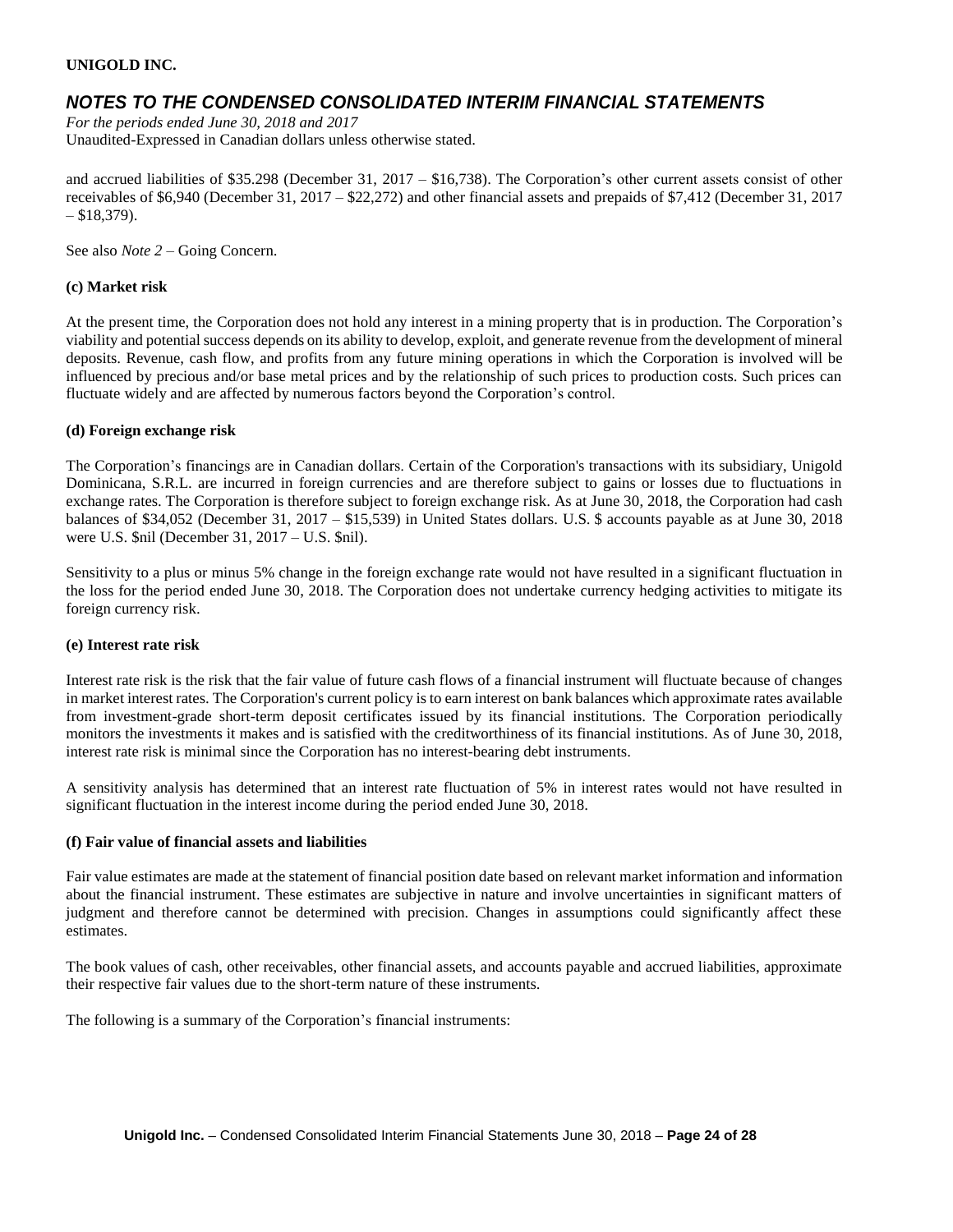and accrued liabilities of $35.298 (December 31, 2017 – $16,738). The Corporation's other current assets consist of other receivables of $6,940 (December 31, 2017 – $22,272) and other financial assets and prepaids of $7,412 (December 31, 2017 – $18,379).

See also *Note 2* – Going Concern.

**(c) Market risk**

At the present time, the Corporation does not hold any interest in a mining property that is in production. The Corporation's viability and potential success depends on its ability to develop, exploit, and generate revenue from the development of mineral deposits. Revenue, cash flow, and profits from any future mining operations in which the Corporation is involved will be influenced by precious and/or base metal prices and by the relationship of such prices to production costs. Such prices can fluctuate widely and are affected by numerous factors beyond the Corporation's control.

**(d) Foreign exchange risk**

The Corporation's financings are in Canadian dollars. Certain of the Corporation's transactions with its subsidiary, Unigold Dominicana, S.R.L. are incurred in foreign currencies and are therefore subject to gains or losses due to fluctuations in exchange rates. The Corporation is therefore subject to foreign exchange risk. As at June 30, 2018, the Corporation had cash balances of $34,052 (December 31, 2017 – $15,539) in United States dollars. U.S. $ accounts payable as at June 30, 2018 were U.S. $nil (December 31, 2017 – U.S. $nil).

Sensitivity to a plus or minus 5% change in the foreign exchange rate would not have resulted in a significant fluctuation in the loss for the period ended June 30, 2018. The Corporation does not undertake currency hedging activities to mitigate its foreign currency risk.

**(e) Interest rate risk**

Interest rate risk is the risk that the fair value of future cash flows of a financial instrument will fluctuate because of changes in market interest rates. The Corporation's current policy is to earn interest on bank balances which approximate rates available from investment-grade short-term deposit certificates issued by its financial institutions. The Corporation periodically monitors the investments it makes and is satisfied with the creditworthiness of its financial institutions. As of June 30, 2018, interest rate risk is minimal since the Corporation has no interest-bearing debt instruments.

A sensitivity analysis has determined that an interest rate fluctuation of 5% in interest rates would not have resulted in significant fluctuation in the interest income during the period ended June 30, 2018.

**(f) Fair value of financial assets and liabilities**

Fair value estimates are made at the statement of financial position date based on relevant market information and information about the financial instrument. These estimates are subjective in nature and involve uncertainties in significant matters of judgment and therefore cannot be determined with precision. Changes in assumptions could significantly affect these estimates.

The book values of cash, other receivables, other financial assets, and accounts payable and accrued liabilities, approximate their respective fair values due to the short-term nature of these instruments.

The following is a summary of the Corporation's financial instruments: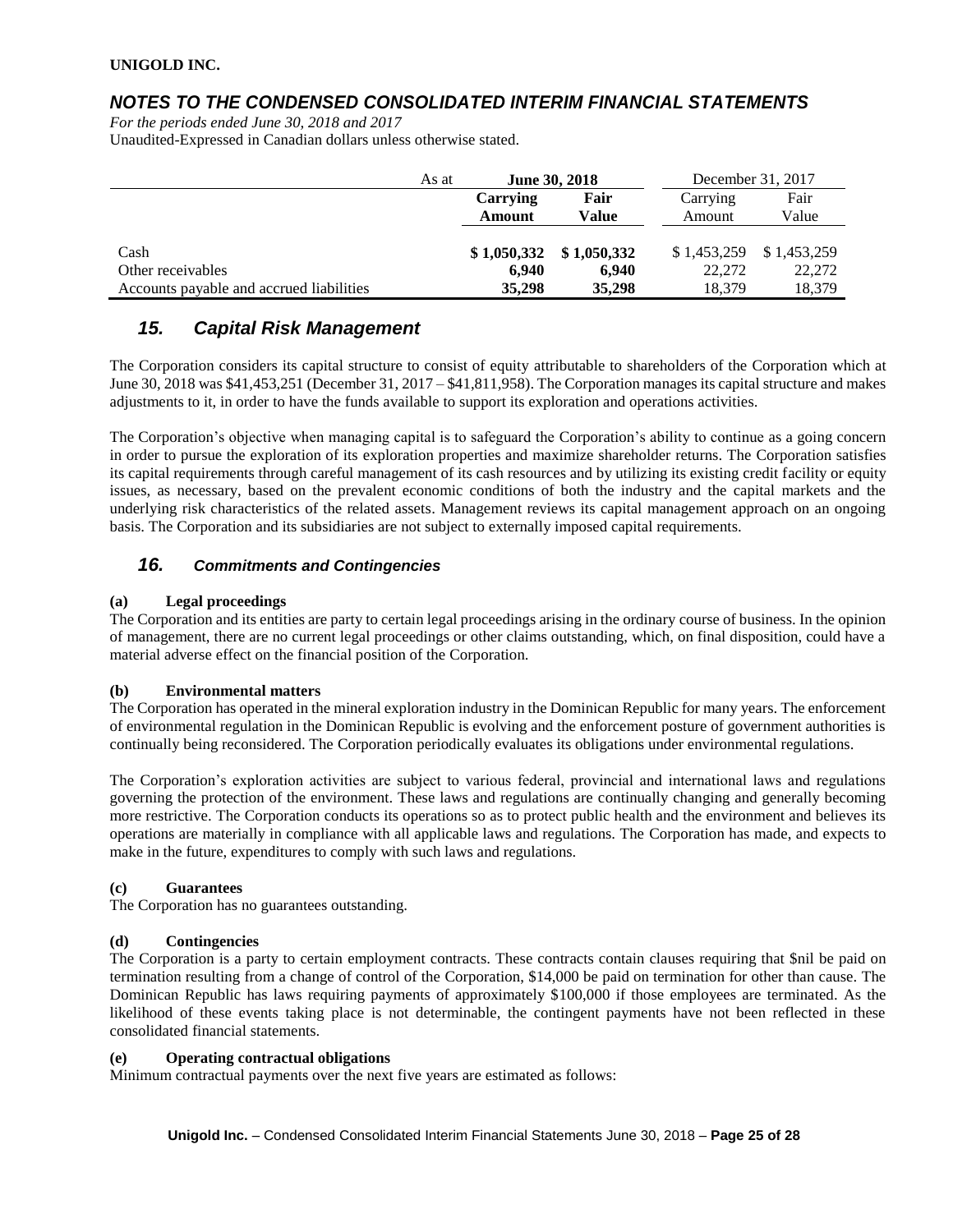| As at | June 30, 2018 | | December 31, 2017 | |
|---|---|---|---|---|
| | **Carrying Amount** | **Fair Value** | Carrying Amount | Fair Value |
| Cash | **$ 1,050,332** | **$ 1,050,332** | $ 1,453,259 | $ 1,453,259 |
| Other receivables | **6,940** | **6,940** | 22,272 | 22,272 |
| Accounts payable and accrued liabilities | **35,298** | **35,298** | 18,379 | 18,379 |

## *15. Capital Risk Management*

The Corporation considers its capital structure to consist of equity attributable to shareholders of the Corporation which at June 30, 2018 was $41,453,251 (December 31, 2017 – $41,811,958). The Corporation manages its capital structure and makes adjustments to it, in order to have the funds available to support its exploration and operations activities.

The Corporation's objective when managing capital is to safeguard the Corporation's ability to continue as a going concern in order to pursue the exploration of its exploration properties and maximize shareholder returns. The Corporation satisfies its capital requirements through careful management of its cash resources and by utilizing its existing credit facility or equity issues, as necessary, based on the prevalent economic conditions of both the industry and the capital markets and the underlying risk characteristics of the related assets. Management reviews its capital management approach on an ongoing basis. The Corporation and its subsidiaries are not subject to externally imposed capital requirements.

## *16. Commitments and Contingencies*

**(a) Legal proceedings**

The Corporation and its entities are party to certain legal proceedings arising in the ordinary course of business. In the opinion of management, there are no current legal proceedings or other claims outstanding, which, on final disposition, could have a material adverse effect on the financial position of the Corporation.

**(b) Environmental matters**

The Corporation has operated in the mineral exploration industry in the Dominican Republic for many years. The enforcement of environmental regulation in the Dominican Republic is evolving and the enforcement posture of government authorities is continually being reconsidered. The Corporation periodically evaluates its obligations under environmental regulations.

The Corporation's exploration activities are subject to various federal, provincial and international laws and regulations governing the protection of the environment. These laws and regulations are continually changing and generally becoming more restrictive. The Corporation conducts its operations so as to protect public health and the environment and believes its operations are materially in compliance with all applicable laws and regulations. The Corporation has made, and expects to make in the future, expenditures to comply with such laws and regulations.

**(c) Guarantees**

The Corporation has no guarantees outstanding.

**(d) Contingencies**

The Corporation is a party to certain employment contracts. These contracts contain clauses requiring that $nil be paid on termination resulting from a change of control of the Corporation, $14,000 be paid on termination for other than cause. The Dominican Republic has laws requiring payments of approximately $100,000 if those employees are terminated. As the likelihood of these events taking place is not determinable, the contingent payments have not been reflected in these consolidated financial statements.

**(e) Operating contractual obligations**

Minimum contractual payments over the next five years are estimated as follows: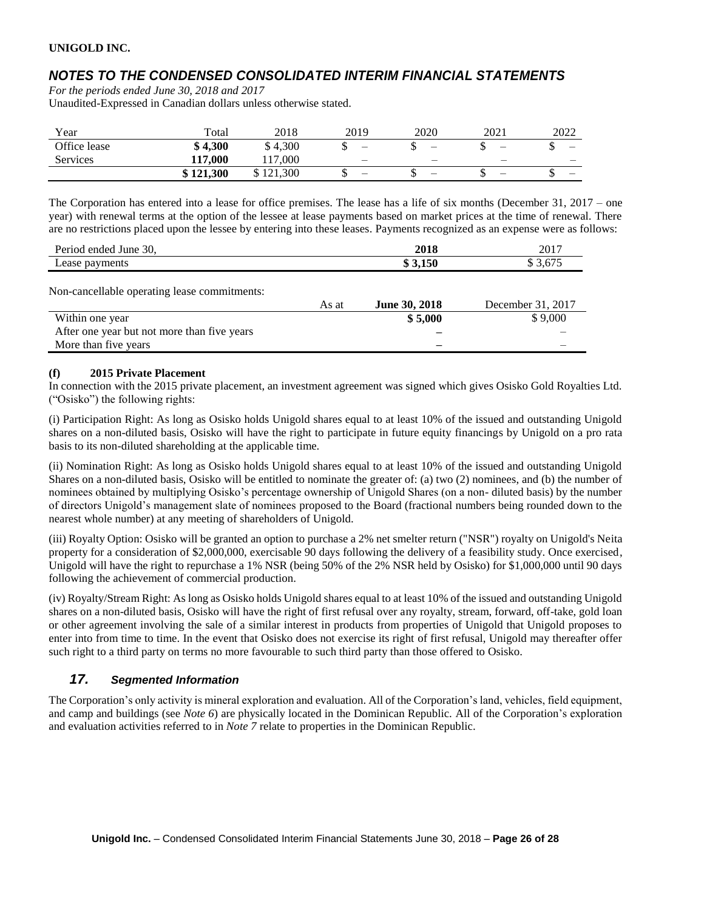| Year | Total | 2018 | 2019 | 2020 | 2021 | 2022 |
|---|---|---|---|---|---|---|
| Office lease | **$ 4,300** | $ 4,300 | $ – | $ – | $ – | $ – |
| Services | **117,000** | 117,000 | – | – | – | – |
| | **$ 121,300** | $ 121,300 | $ – | $ – | $ – | $ – |

The Corporation has entered into a lease for office premises. The lease has a life of six months (December 31, 2017 – one year) with renewal terms at the option of the lessee at lease payments based on market prices at the time of renewal. There are no restrictions placed upon the lessee by entering into these leases. Payments recognized as an expense were as follows:

| Period ended June 30, | 2018 | 2017 |
|---|---|---|
| Lease payments | **$ 3,150** | $ 3,675 |

Non-cancellable operating lease commitments:

| As at | June 30, 2018 | December 31, 2017 |
|---|---|---|
| Within one year | **$ 5,000** | $ 9,000 |
| After one year but not more than five years | **–** | – |
| More than five years | **–** | – |

**(f) 2015 Private Placement**

In connection with the 2015 private placement, an investment agreement was signed which gives Osisko Gold Royalties Ltd. ("Osisko") the following rights:

(i) Participation Right: As long as Osisko holds Unigold shares equal to at least 10% of the issued and outstanding Unigold shares on a non-diluted basis, Osisko will have the right to participate in future equity financings by Unigold on a pro rata basis to its non-diluted shareholding at the applicable time.

(ii) Nomination Right: As long as Osisko holds Unigold shares equal to at least 10% of the issued and outstanding Unigold Shares on a non-diluted basis, Osisko will be entitled to nominate the greater of: (a) two (2) nominees, and (b) the number of nominees obtained by multiplying Osisko's percentage ownership of Unigold Shares (on a non- diluted basis) by the number of directors Unigold's management slate of nominees proposed to the Board (fractional numbers being rounded down to the nearest whole number) at any meeting of shareholders of Unigold.

(iii) Royalty Option: Osisko will be granted an option to purchase a 2% net smelter return ("NSR") royalty on Unigold's Neita property for a consideration of $2,000,000, exercisable 90 days following the delivery of a feasibility study. Once exercised, Unigold will have the right to repurchase a 1% NSR (being 50% of the 2% NSR held by Osisko) for $1,000,000 until 90 days following the achievement of commercial production.

(iv) Royalty/Stream Right: As long as Osisko holds Unigold shares equal to at least 10% of the issued and outstanding Unigold shares on a non-diluted basis, Osisko will have the right of first refusal over any royalty, stream, forward, off-take, gold loan or other agreement involving the sale of a similar interest in products from properties of Unigold that Unigold proposes to enter into from time to time. In the event that Osisko does not exercise its right of first refusal, Unigold may thereafter offer such right to a third party on terms no more favourable to such third party than those offered to Osisko.

## *17. Segmented Information*

The Corporation's only activity is mineral exploration and evaluation. All of the Corporation's land, vehicles, field equipment, and camp and buildings (see *Note 6*) are physically located in the Dominican Republic. All of the Corporation's exploration and evaluation activities referred to in *Note 7* relate to properties in the Dominican Republic.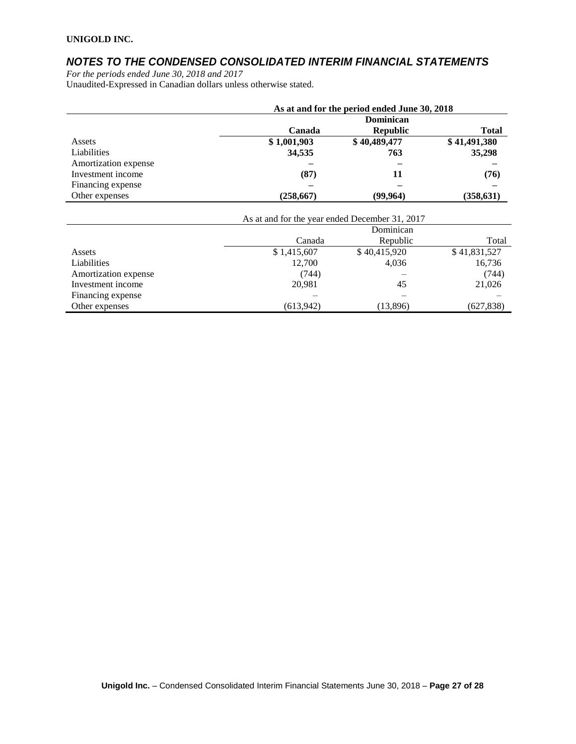**UNIGOLD INC.**

## *NOTES TO THE CONDENSED CONSOLIDATED INTERIM FINANCIAL STATEMENTS*

*For the periods ended June 30, 2018 and 2017*
Unaudited-Expressed in Canadian dollars unless otherwise stated.

| | **As at and for the period ended June 30, 2018** | | |
|---|---|---|---|
| | **Canada** | **Dominican Republic** | **Total** |
| Assets | **$ 1,001,903** | **$ 40,489,477** | **$ 41,491,380** |
| Liabilities | **34,535** | **763** | **35,298** |
| Amortization expense | **–** | **–** | **–** |
| Investment income | **(87)** | **11** | **(76)** |
| Financing expense | **–** | **–** | **–** |
| Other expenses | **(258,667)** | **(99,964)** | **(358,631)** |

| | As at and for the year ended December 31, 2017 | | |
|---|---|---|---|
| | Canada | Dominican Republic | Total |
| Assets | $ 1,415,607 | $ 40,415,920 | $ 41,831,527 |
| Liabilities | 12,700 | 4,036 | 16,736 |
| Amortization expense | (744) | – | (744) |
| Investment income | 20,981 | 45 | 21,026 |
| Financing expense | – | – | – |
| Other expenses | (613,942) | (13,896) | (627,838) |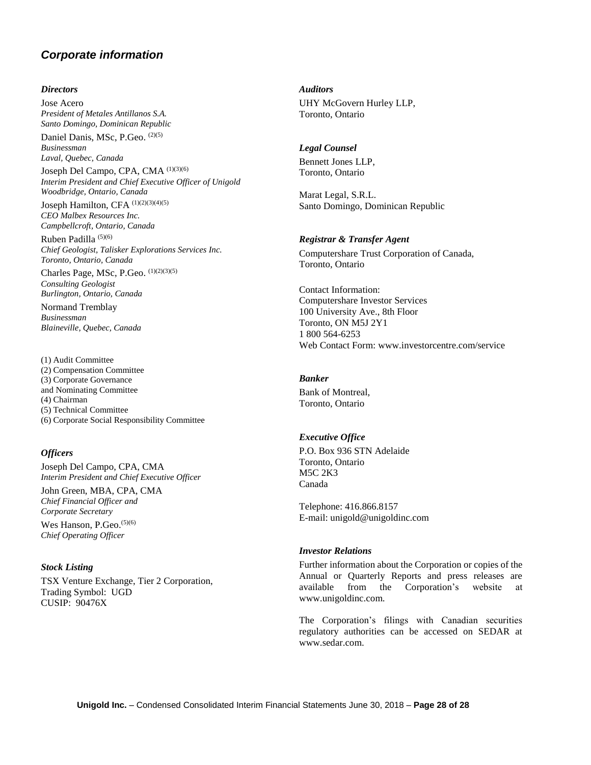# *Corporate information*

### *Directors*

Jose Acero
*President of Metales Antillanos S.A.*
*Santo Domingo, Dominican Republic*

Daniel Danis, MSc, P.Geo. (2)(5)
*Businessman*
*Laval, Quebec, Canada*

Joseph Del Campo, CPA, CMA (1)(3)(6)
*Interim President and Chief Executive Officer of Unigold*
*Woodbridge, Ontario, Canada*

Joseph Hamilton, CFA (1)(2)(3)(4)(5)
*CEO Malbex Resources Inc.*
*Campbellcroft, Ontario, Canada*

Ruben Padilla (5)(6)
*Chief Geologist, Talisker Explorations Services Inc.*
*Toronto, Ontario, Canada*

Charles Page, MSc, P.Geo. (1)(2)(3)(5)
*Consulting Geologist*
*Burlington, Ontario, Canada*

Normand Tremblay
*Businessman*
*Blaineville, Quebec, Canada*

(1) Audit Committee
(2) Compensation Committee
(3) Corporate Governance and Nominating Committee
(4) Chairman
(5) Technical Committee
(6) Corporate Social Responsibility Committee

### *Officers*

Joseph Del Campo, CPA, CMA
*Interim President and Chief Executive Officer*

John Green, MBA, CPA, CMA
*Chief Financial Officer and Corporate Secretary*

Wes Hanson, P.Geo.(5)(6)
*Chief Operating Officer*

### *Stock Listing*

TSX Venture Exchange, Tier 2 Corporation,
Trading Symbol: UGD
CUSIP: 90476X

### *Auditors*

UHY McGovern Hurley LLP,
Toronto, Ontario

### *Legal Counsel*

Bennett Jones LLP,
Toronto, Ontario

Marat Legal, S.R.L.
Santo Domingo, Dominican Republic

### *Registrar & Transfer Agent*

Computershare Trust Corporation of Canada,
Toronto, Ontario

Contact Information:
Computershare Investor Services
100 University Ave., 8th Floor
Toronto, ON M5J 2Y1
1 800 564-6253
Web Contact Form: www.investorcentre.com/service

### *Banker*

Bank of Montreal,
Toronto, Ontario

### *Executive Office*

P.O. Box 936 STN Adelaide
Toronto, Ontario
M5C 2K3
Canada

Telephone: 416.866.8157
E-mail: unigold@unigoldinc.com

### *Investor Relations*

Further information about the Corporation or copies of the Annual or Quarterly Reports and press releases are available from the Corporation's website at www.unigoldinc.com.

The Corporation's filings with Canadian securities regulatory authorities can be accessed on SEDAR at www.sedar.com.